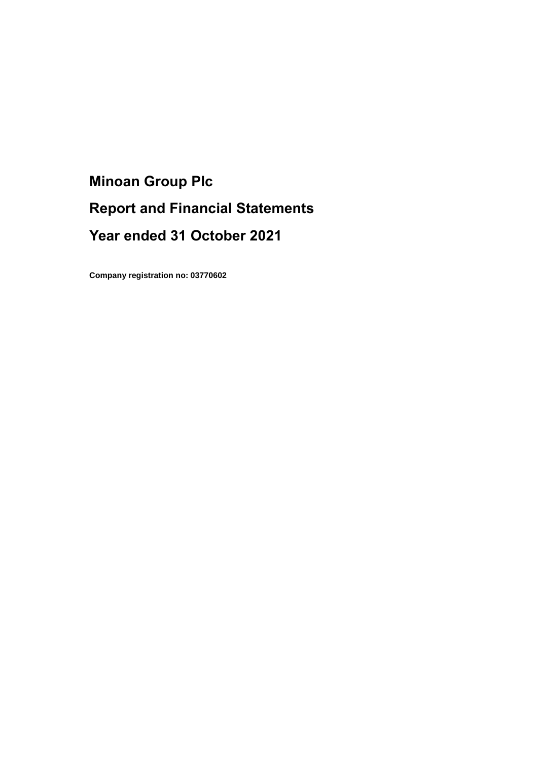# Minoan Group Plc

# Report and Financial Statements

# Year ended 31 October 2021

**Company registration no: 03770602**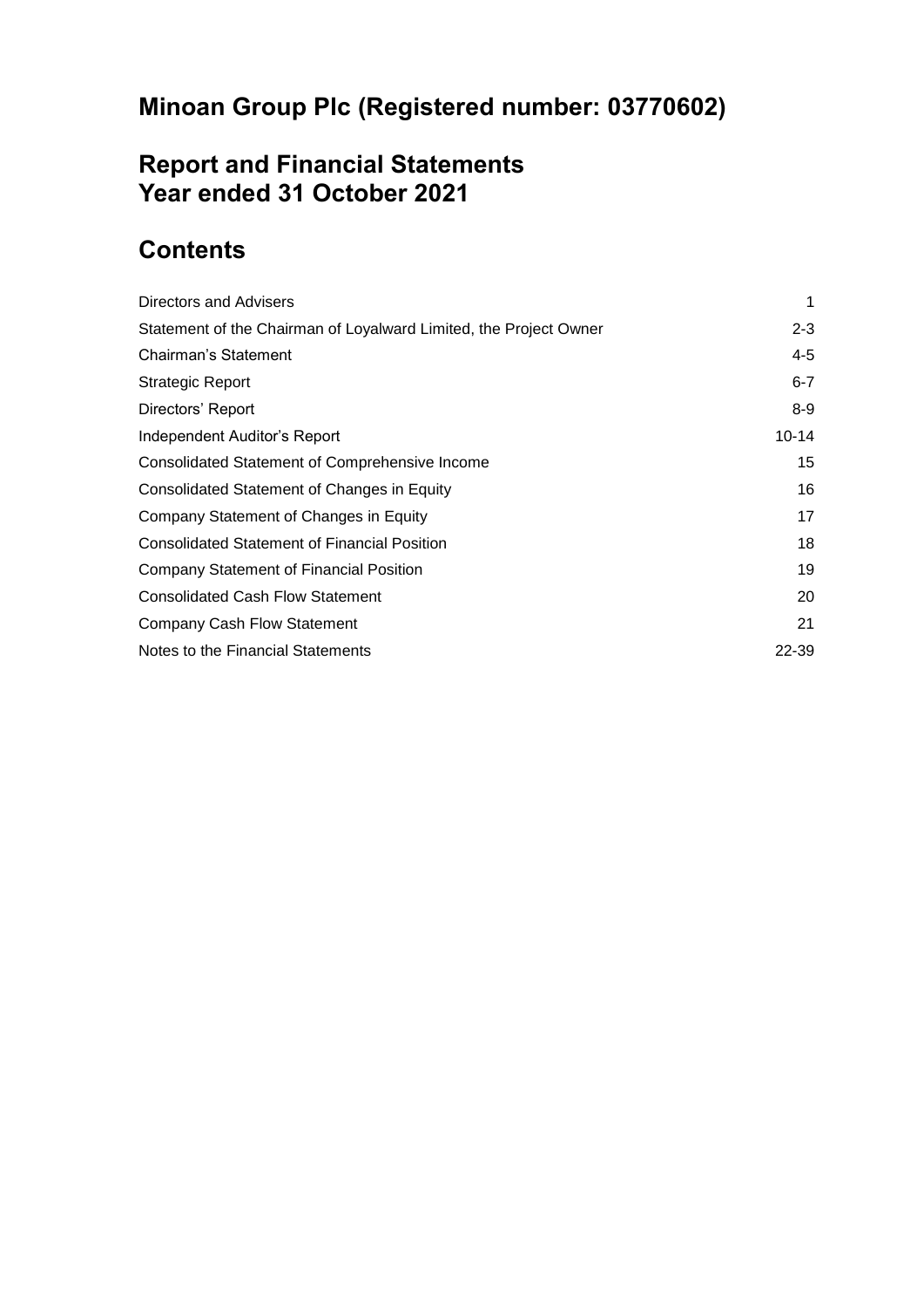# Minoan Group Plc (Registered number: 03770602)

## Report and Financial Statements
## Year ended 31 October 2021

## Contents

| | |
|---|---|
| Directors and Advisers | 1 |
| Statement of the Chairman of Loyalward Limited, the Project Owner | 2-3 |
| Chairman's Statement | 4-5 |
| Strategic Report | 6-7 |
| Directors' Report | 8-9 |
| Independent Auditor's Report | 10-14 |
| Consolidated Statement of Comprehensive Income | 15 |
| Consolidated Statement of Changes in Equity | 16 |
| Company Statement of Changes in Equity | 17 |
| Consolidated Statement of Financial Position | 18 |
| Company Statement of Financial Position | 19 |
| Consolidated Cash Flow Statement | 20 |
| Company Cash Flow Statement | 21 |
| Notes to the Financial Statements | 22-39 |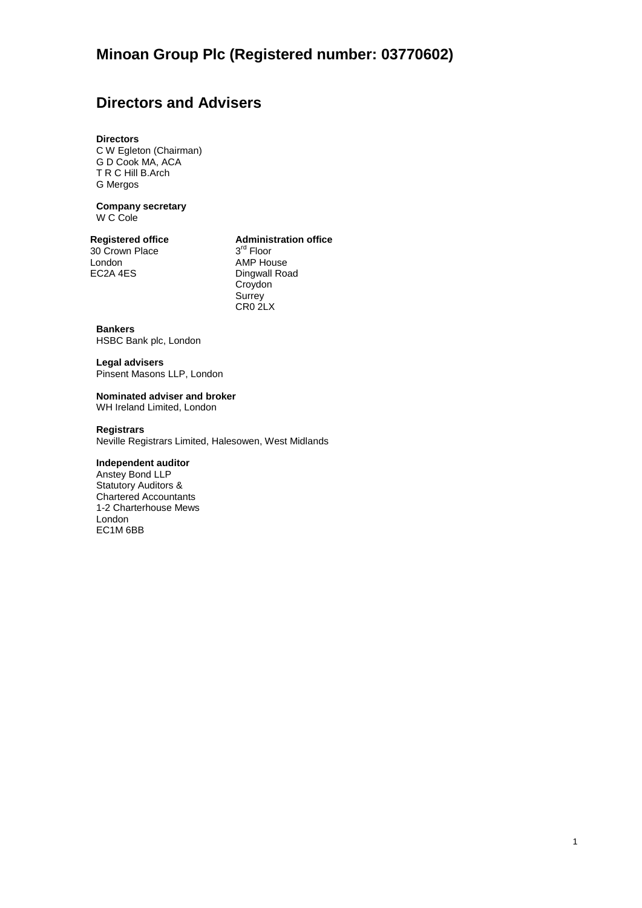# Minoan Group Plc (Registered number: 03770602)

## Directors and Advisers

**Directors**
C W Egleton (Chairman)
G D Cook MA, ACA
T R C Hill B.Arch
G Mergos

**Company secretary**
W C Cole

**Registered office**
30 Crown Place
London
EC2A 4ES

**Administration office**
3rd Floor
AMP House
Dingwall Road
Croydon
Surrey
CR0 2LX

**Bankers**
HSBC Bank plc, London

**Legal advisers**
Pinsent Masons LLP, London

**Nominated adviser and broker**
WH Ireland Limited, London

**Registrars**
Neville Registrars Limited, Halesowen, West Midlands

**Independent auditor**
Anstey Bond LLP
Statutory Auditors &
Chartered Accountants
1-2 Charterhouse Mews
London
EC1M 6BB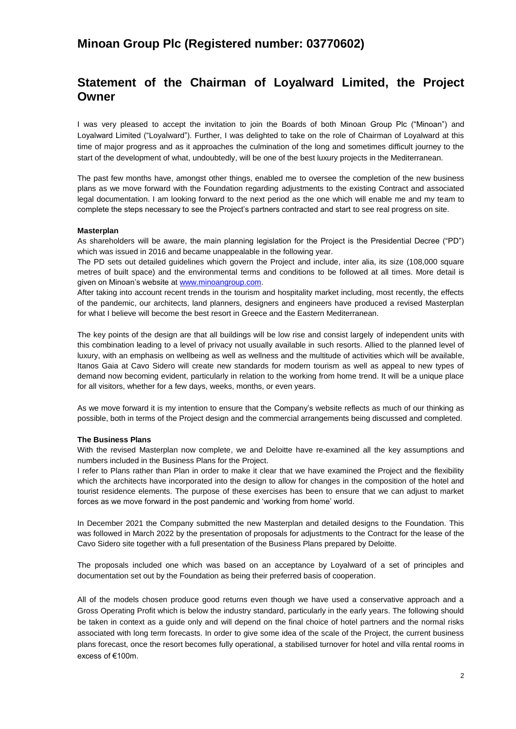# Minoan Group Plc (Registered number: 03770602)

## Statement of the Chairman of Loyalward Limited, the Project Owner

I was very pleased to accept the invitation to join the Boards of both Minoan Group Plc ("Minoan") and Loyalward Limited ("Loyalward"). Further, I was delighted to take on the role of Chairman of Loyalward at this time of major progress and as it approaches the culmination of the long and sometimes difficult journey to the start of the development of what, undoubtedly, will be one of the best luxury projects in the Mediterranean.

The past few months have, amongst other things, enabled me to oversee the completion of the new business plans as we move forward with the Foundation regarding adjustments to the existing Contract and associated legal documentation. I am looking forward to the next period as the one which will enable me and my team to complete the steps necessary to see the Project's partners contracted and start to see real progress on site.

**Masterplan**

As shareholders will be aware, the main planning legislation for the Project is the Presidential Decree ("PD") which was issued in 2016 and became unappealable in the following year.

The PD sets out detailed guidelines which govern the Project and include, inter alia, its size (108,000 square metres of built space) and the environmental terms and conditions to be followed at all times. More detail is given on Minoan's website at www.minoangroup.com.

After taking into account recent trends in the tourism and hospitality market including, most recently, the effects of the pandemic, our architects, land planners, designers and engineers have produced a revised Masterplan for what I believe will become the best resort in Greece and the Eastern Mediterranean.

The key points of the design are that all buildings will be low rise and consist largely of independent units with this combination leading to a level of privacy not usually available in such resorts. Allied to the planned level of luxury, with an emphasis on wellbeing as well as wellness and the multitude of activities which will be available, Itanos Gaia at Cavo Sidero will create new standards for modern tourism as well as appeal to new types of demand now becoming evident, particularly in relation to the working from home trend. It will be a unique place for all visitors, whether for a few days, weeks, months, or even years.

As we move forward it is my intention to ensure that the Company's website reflects as much of our thinking as possible, both in terms of the Project design and the commercial arrangements being discussed and completed.

**The Business Plans**

With the revised Masterplan now complete, we and Deloitte have re-examined all the key assumptions and numbers included in the Business Plans for the Project.

I refer to Plans rather than Plan in order to make it clear that we have examined the Project and the flexibility which the architects have incorporated into the design to allow for changes in the composition of the hotel and tourist residence elements. The purpose of these exercises has been to ensure that we can adjust to market forces as we move forward in the post pandemic and 'working from home' world.

In December 2021 the Company submitted the new Masterplan and detailed designs to the Foundation. This was followed in March 2022 by the presentation of proposals for adjustments to the Contract for the lease of the Cavo Sidero site together with a full presentation of the Business Plans prepared by Deloitte.

The proposals included one which was based on an acceptance by Loyalward of a set of principles and documentation set out by the Foundation as being their preferred basis of cooperation.

All of the models chosen produce good returns even though we have used a conservative approach and a Gross Operating Profit which is below the industry standard, particularly in the early years. The following should be taken in context as a guide only and will depend on the final choice of hotel partners and the normal risks associated with long term forecasts. In order to give some idea of the scale of the Project, the current business plans forecast, once the resort becomes fully operational, a stabilised turnover for hotel and villa rental rooms in excess of €100m.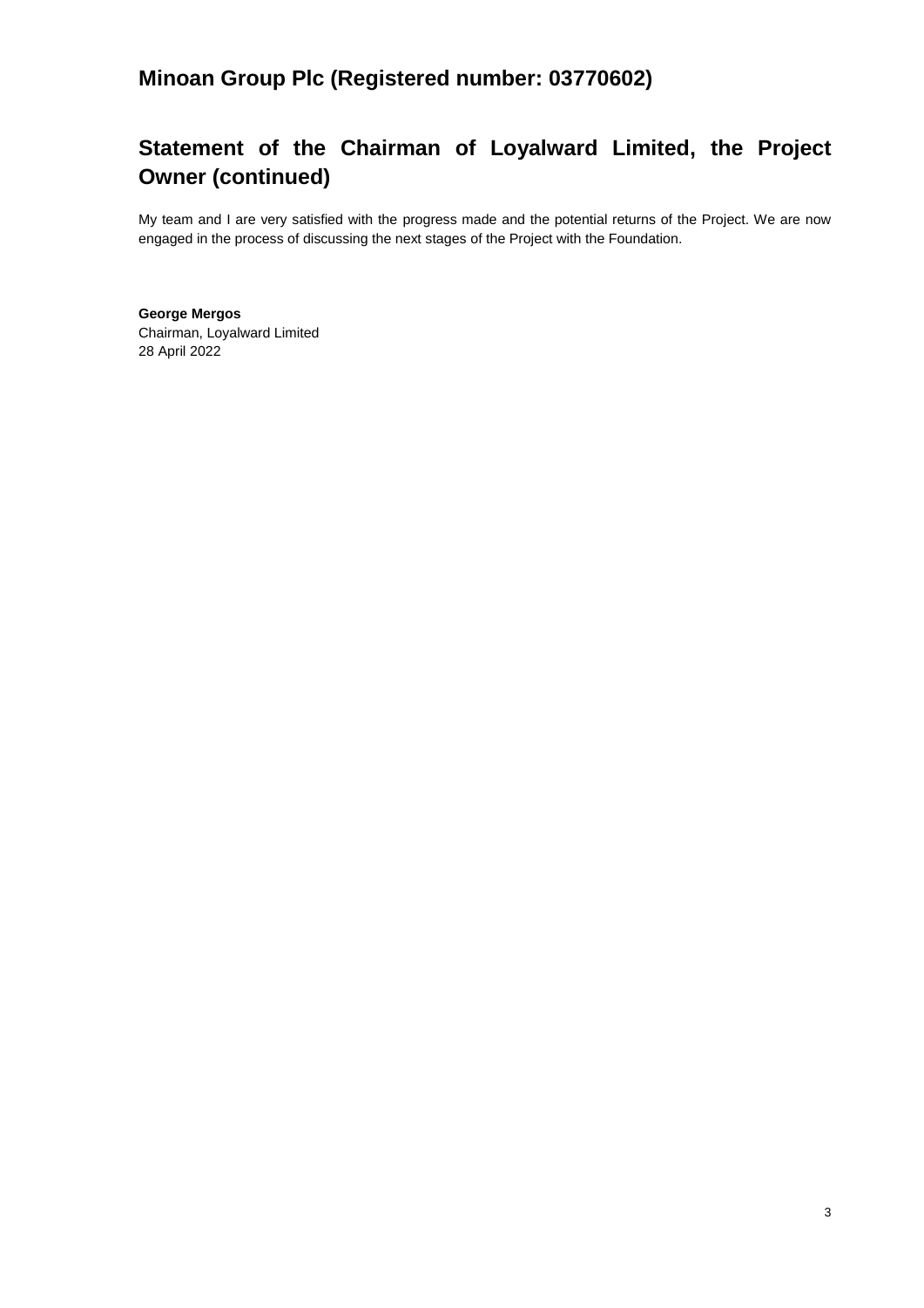# Minoan Group Plc (Registered number: 03770602)

## Statement of the Chairman of Loyalward Limited, the Project Owner (continued)

My team and I are very satisfied with the progress made and the potential returns of the Project. We are now engaged in the process of discussing the next stages of the Project with the Foundation.

**George Mergos**
Chairman, Loyalward Limited
28 April 2022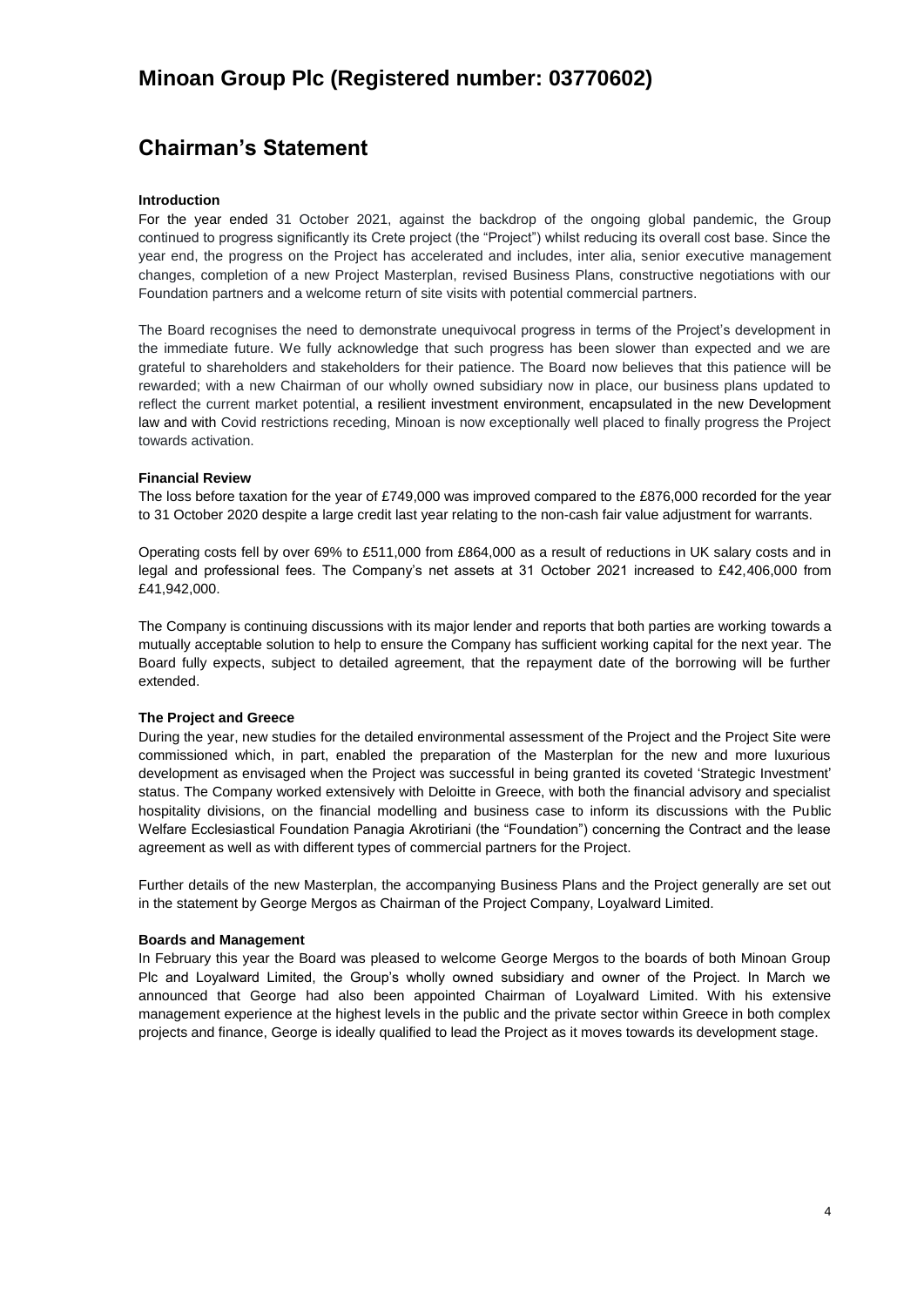# Minoan Group Plc (Registered number: 03770602)

## Chairman's Statement

**Introduction**

For the year ended 31 October 2021, against the backdrop of the ongoing global pandemic, the Group continued to progress significantly its Crete project (the "Project") whilst reducing its overall cost base. Since the year end, the progress on the Project has accelerated and includes, inter alia, senior executive management changes, completion of a new Project Masterplan, revised Business Plans, constructive negotiations with our Foundation partners and a welcome return of site visits with potential commercial partners.

The Board recognises the need to demonstrate unequivocal progress in terms of the Project's development in the immediate future. We fully acknowledge that such progress has been slower than expected and we are grateful to shareholders and stakeholders for their patience. The Board now believes that this patience will be rewarded; with a new Chairman of our wholly owned subsidiary now in place, our business plans updated to reflect the current market potential, a resilient investment environment, encapsulated in the new Development law and with Covid restrictions receding, Minoan is now exceptionally well placed to finally progress the Project towards activation.

**Financial Review**

The loss before taxation for the year of £749,000 was improved compared to the £876,000 recorded for the year to 31 October 2020 despite a large credit last year relating to the non-cash fair value adjustment for warrants.

Operating costs fell by over 69% to £511,000 from £864,000 as a result of reductions in UK salary costs and in legal and professional fees. The Company's net assets at 31 October 2021 increased to £42,406,000 from £41,942,000.

The Company is continuing discussions with its major lender and reports that both parties are working towards a mutually acceptable solution to help to ensure the Company has sufficient working capital for the next year. The Board fully expects, subject to detailed agreement, that the repayment date of the borrowing will be further extended.

**The Project and Greece**

During the year, new studies for the detailed environmental assessment of the Project and the Project Site were commissioned which, in part, enabled the preparation of the Masterplan for the new and more luxurious development as envisaged when the Project was successful in being granted its coveted 'Strategic Investment' status. The Company worked extensively with Deloitte in Greece, with both the financial advisory and specialist hospitality divisions, on the financial modelling and business case to inform its discussions with the Public Welfare Ecclesiastical Foundation Panagia Akrotiriani (the "Foundation") concerning the Contract and the lease agreement as well as with different types of commercial partners for the Project.

Further details of the new Masterplan, the accompanying Business Plans and the Project generally are set out in the statement by George Mergos as Chairman of the Project Company, Loyalward Limited.

**Boards and Management**

In February this year the Board was pleased to welcome George Mergos to the boards of both Minoan Group Plc and Loyalward Limited, the Group's wholly owned subsidiary and owner of the Project. In March we announced that George had also been appointed Chairman of Loyalward Limited. With his extensive management experience at the highest levels in the public and the private sector within Greece in both complex projects and finance, George is ideally qualified to lead the Project as it moves towards its development stage.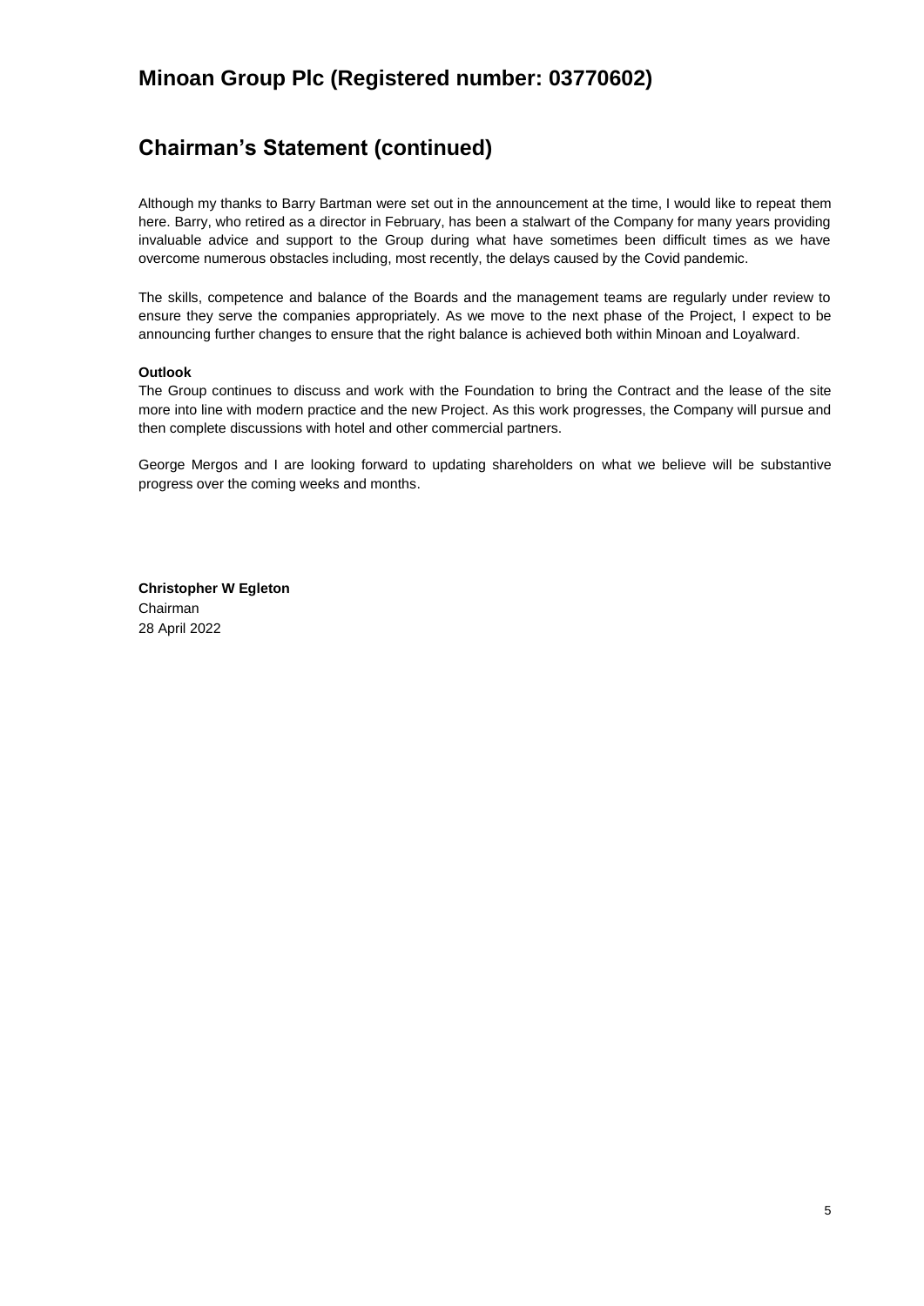# Minoan Group Plc (Registered number: 03770602)

## Chairman's Statement (continued)

Although my thanks to Barry Bartman were set out in the announcement at the time, I would like to repeat them here. Barry, who retired as a director in February, has been a stalwart of the Company for many years providing invaluable advice and support to the Group during what have sometimes been difficult times as we have overcome numerous obstacles including, most recently, the delays caused by the Covid pandemic.

The skills, competence and balance of the Boards and the management teams are regularly under review to ensure they serve the companies appropriately. As we move to the next phase of the Project, I expect to be announcing further changes to ensure that the right balance is achieved both within Minoan and Loyalward.

**Outlook**

The Group continues to discuss and work with the Foundation to bring the Contract and the lease of the site more into line with modern practice and the new Project. As this work progresses, the Company will pursue and then complete discussions with hotel and other commercial partners.

George Mergos and I are looking forward to updating shareholders on what we believe will be substantive progress over the coming weeks and months.

**Christopher W Egleton**
Chairman
28 April 2022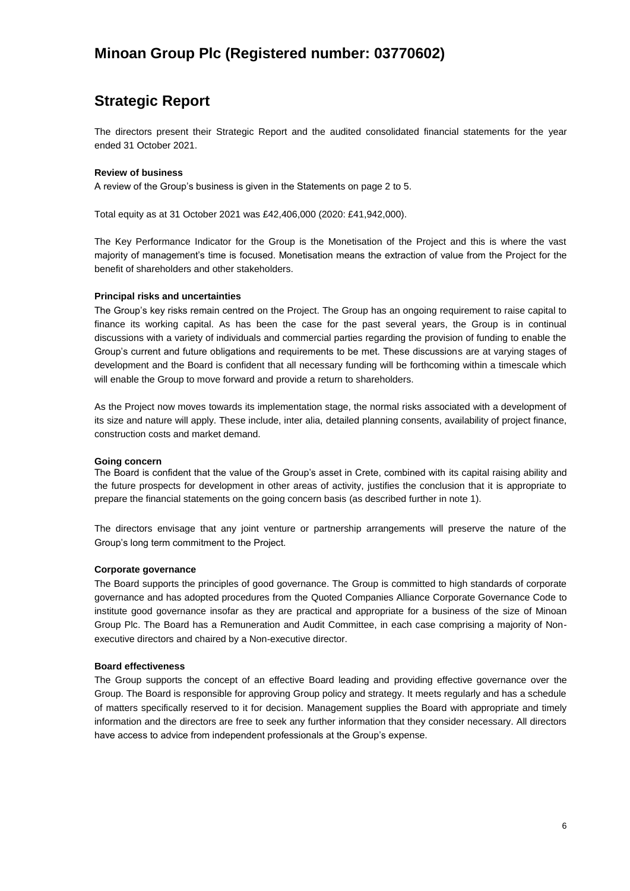# Minoan Group Plc (Registered number: 03770602)

## Strategic Report

The directors present their Strategic Report and the audited consolidated financial statements for the year ended 31 October 2021.

**Review of business**

A review of the Group's business is given in the Statements on page 2 to 5.

Total equity as at 31 October 2021 was £42,406,000 (2020: £41,942,000).

The Key Performance Indicator for the Group is the Monetisation of the Project and this is where the vast majority of management's time is focused. Monetisation means the extraction of value from the Project for the benefit of shareholders and other stakeholders.

**Principal risks and uncertainties**

The Group's key risks remain centred on the Project. The Group has an ongoing requirement to raise capital to finance its working capital. As has been the case for the past several years, the Group is in continual discussions with a variety of individuals and commercial parties regarding the provision of funding to enable the Group's current and future obligations and requirements to be met. These discussions are at varying stages of development and the Board is confident that all necessary funding will be forthcoming within a timescale which will enable the Group to move forward and provide a return to shareholders.

As the Project now moves towards its implementation stage, the normal risks associated with a development of its size and nature will apply. These include, inter alia, detailed planning consents, availability of project finance, construction costs and market demand.

**Going concern**

The Board is confident that the value of the Group's asset in Crete, combined with its capital raising ability and the future prospects for development in other areas of activity, justifies the conclusion that it is appropriate to prepare the financial statements on the going concern basis (as described further in note 1).

The directors envisage that any joint venture or partnership arrangements will preserve the nature of the Group's long term commitment to the Project.

**Corporate governance**

The Board supports the principles of good governance. The Group is committed to high standards of corporate governance and has adopted procedures from the Quoted Companies Alliance Corporate Governance Code to institute good governance insofar as they are practical and appropriate for a business of the size of Minoan Group Plc. The Board has a Remuneration and Audit Committee, in each case comprising a majority of Non-executive directors and chaired by a Non-executive director.

**Board effectiveness**

The Group supports the concept of an effective Board leading and providing effective governance over the Group. The Board is responsible for approving Group policy and strategy. It meets regularly and has a schedule of matters specifically reserved to it for decision. Management supplies the Board with appropriate and timely information and the directors are free to seek any further information that they consider necessary. All directors have access to advice from independent professionals at the Group's expense.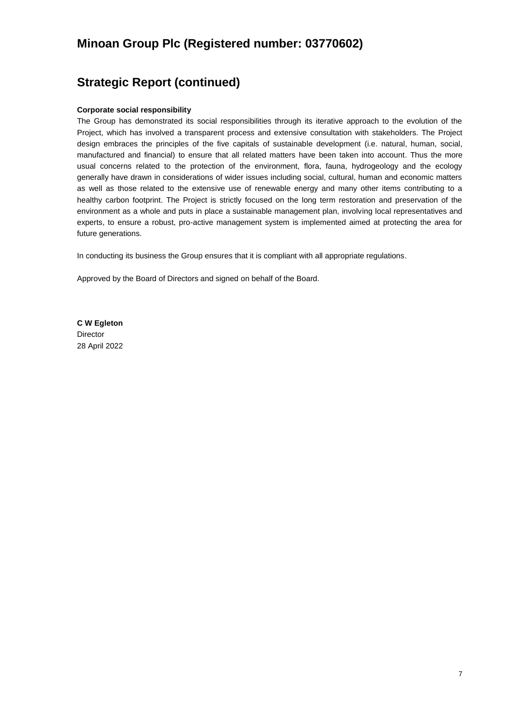# Minoan Group Plc (Registered number: 03770602)

## Strategic Report (continued)

**Corporate social responsibility**

The Group has demonstrated its social responsibilities through its iterative approach to the evolution of the Project, which has involved a transparent process and extensive consultation with stakeholders. The Project design embraces the principles of the five capitals of sustainable development (i.e. natural, human, social, manufactured and financial) to ensure that all related matters have been taken into account. Thus the more usual concerns related to the protection of the environment, flora, fauna, hydrogeology and the ecology generally have drawn in considerations of wider issues including social, cultural, human and economic matters as well as those related to the extensive use of renewable energy and many other items contributing to a healthy carbon footprint. The Project is strictly focused on the long term restoration and preservation of the environment as a whole and puts in place a sustainable management plan, involving local representatives and experts, to ensure a robust, pro-active management system is implemented aimed at protecting the area for future generations.

In conducting its business the Group ensures that it is compliant with all appropriate regulations.

Approved by the Board of Directors and signed on behalf of the Board.

**C W Egleton**
Director
28 April 2022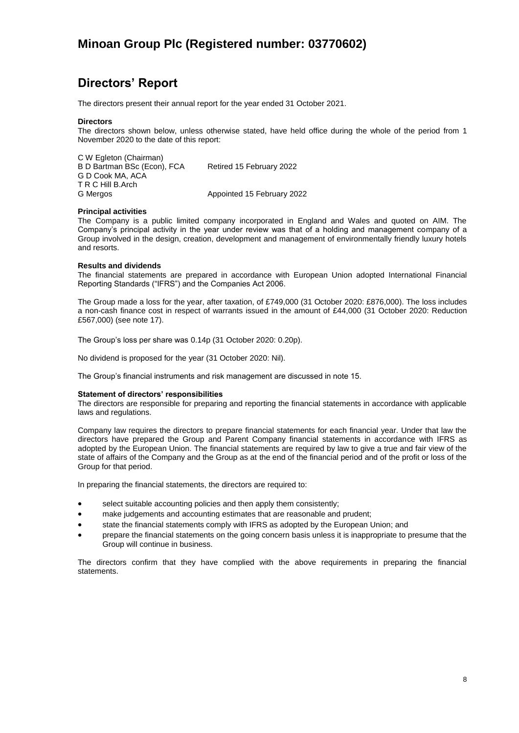# Minoan Group Plc (Registered number: 03770602)

## Directors' Report

The directors present their annual report for the year ended 31 October 2021.

**Directors**

The directors shown below, unless otherwise stated, have held office during the whole of the period from 1 November 2020 to the date of this report:

| | |
|---|---|
| C W Egleton (Chairman) | |
| B D Bartman BSc (Econ), FCA | Retired 15 February 2022 |
| G D Cook MA, ACA | |
| T R C Hill B.Arch | |
| G Mergos | Appointed 15 February 2022 |

**Principal activities**

The Company is a public limited company incorporated in England and Wales and quoted on AIM. The Company's principal activity in the year under review was that of a holding and management company of a Group involved in the design, creation, development and management of environmentally friendly luxury hotels and resorts.

**Results and dividends**

The financial statements are prepared in accordance with European Union adopted International Financial Reporting Standards ("IFRS") and the Companies Act 2006.

The Group made a loss for the year, after taxation, of £749,000 (31 October 2020: £876,000). The loss includes a non-cash finance cost in respect of warrants issued in the amount of £44,000 (31 October 2020: Reduction £567,000) (see note 17).

The Group's loss per share was 0.14p (31 October 2020: 0.20p).

No dividend is proposed for the year (31 October 2020: Nil).

The Group's financial instruments and risk management are discussed in note 15.

**Statement of directors' responsibilities**

The directors are responsible for preparing and reporting the financial statements in accordance with applicable laws and regulations.

Company law requires the directors to prepare financial statements for each financial year. Under that law the directors have prepared the Group and Parent Company financial statements in accordance with IFRS as adopted by the European Union. The financial statements are required by law to give a true and fair view of the state of affairs of the Company and the Group as at the end of the financial period and of the profit or loss of the Group for that period.

In preparing the financial statements, the directors are required to:

- select suitable accounting policies and then apply them consistently;
- make judgements and accounting estimates that are reasonable and prudent;
- state the financial statements comply with IFRS as adopted by the European Union; and
- prepare the financial statements on the going concern basis unless it is inappropriate to presume that the Group will continue in business.

The directors confirm that they have complied with the above requirements in preparing the financial statements.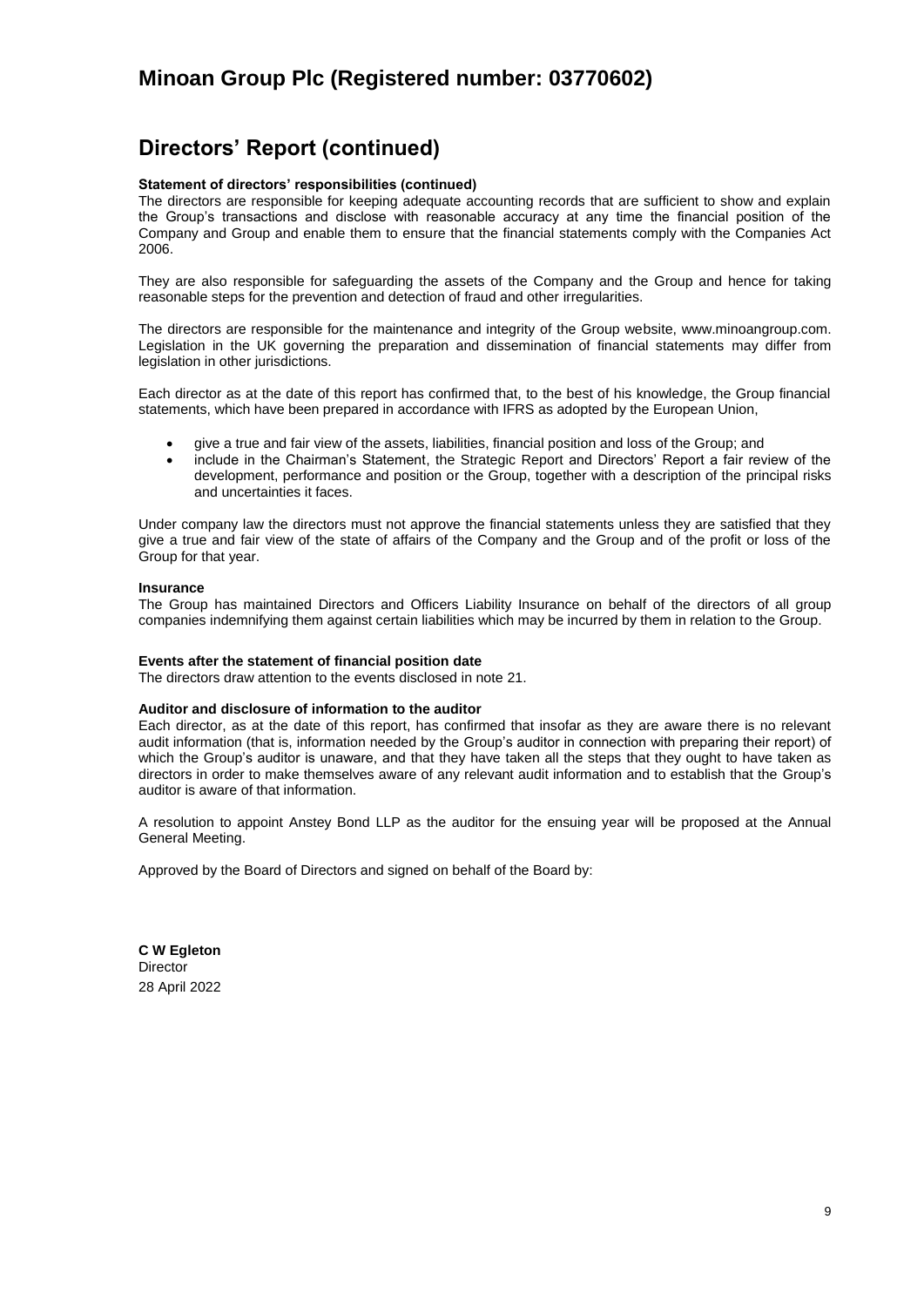# Minoan Group Plc (Registered number: 03770602)

## Directors' Report (continued)

**Statement of directors' responsibilities (continued)**

The directors are responsible for keeping adequate accounting records that are sufficient to show and explain the Group's transactions and disclose with reasonable accuracy at any time the financial position of the Company and Group and enable them to ensure that the financial statements comply with the Companies Act 2006.

They are also responsible for safeguarding the assets of the Company and the Group and hence for taking reasonable steps for the prevention and detection of fraud and other irregularities.

The directors are responsible for the maintenance and integrity of the Group website, www.minoangroup.com. Legislation in the UK governing the preparation and dissemination of financial statements may differ from legislation in other jurisdictions.

Each director as at the date of this report has confirmed that, to the best of his knowledge, the Group financial statements, which have been prepared in accordance with IFRS as adopted by the European Union,

- give a true and fair view of the assets, liabilities, financial position and loss of the Group; and
- include in the Chairman's Statement, the Strategic Report and Directors' Report a fair review of the development, performance and position or the Group, together with a description of the principal risks and uncertainties it faces.

Under company law the directors must not approve the financial statements unless they are satisfied that they give a true and fair view of the state of affairs of the Company and the Group and of the profit or loss of the Group for that year.

**Insurance**

The Group has maintained Directors and Officers Liability Insurance on behalf of the directors of all group companies indemnifying them against certain liabilities which may be incurred by them in relation to the Group.

**Events after the statement of financial position date**

The directors draw attention to the events disclosed in note 21.

**Auditor and disclosure of information to the auditor**

Each director, as at the date of this report, has confirmed that insofar as they are aware there is no relevant audit information (that is, information needed by the Group's auditor in connection with preparing their report) of which the Group's auditor is unaware, and that they have taken all the steps that they ought to have taken as directors in order to make themselves aware of any relevant audit information and to establish that the Group's auditor is aware of that information.

A resolution to appoint Anstey Bond LLP as the auditor for the ensuing year will be proposed at the Annual General Meeting.

Approved by the Board of Directors and signed on behalf of the Board by:

**C W Egleton**
Director
28 April 2022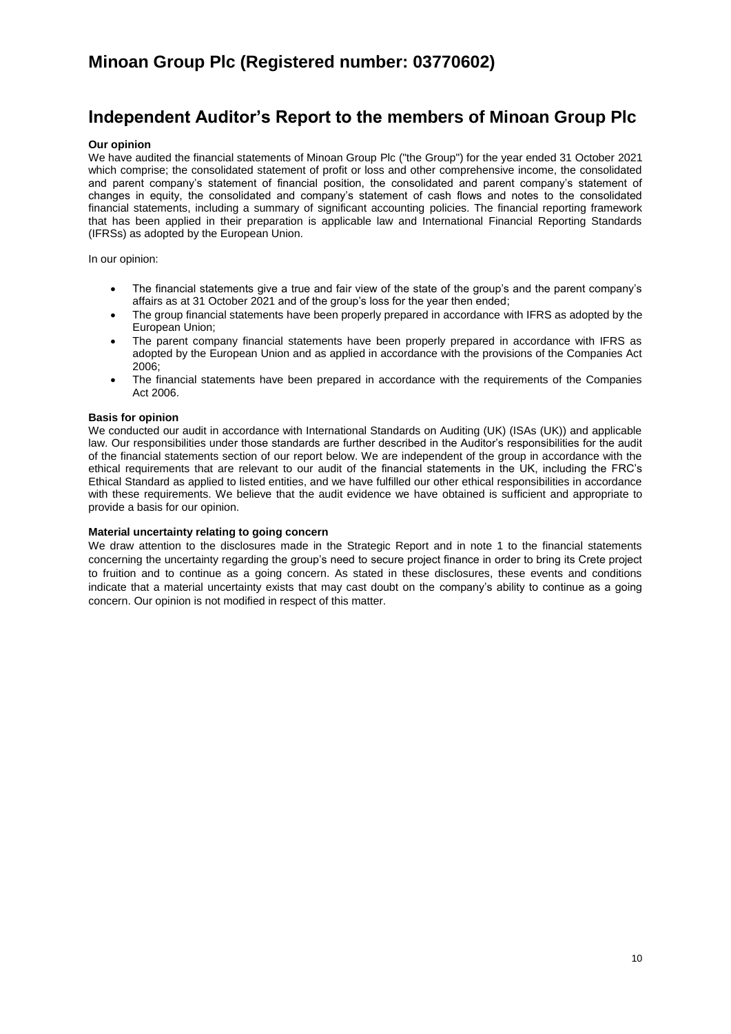# Minoan Group Plc (Registered number: 03770602)

## Independent Auditor's Report to the members of Minoan Group Plc

**Our opinion**

We have audited the financial statements of Minoan Group Plc ("the Group") for the year ended 31 October 2021 which comprise; the consolidated statement of profit or loss and other comprehensive income, the consolidated and parent company's statement of financial position, the consolidated and parent company's statement of changes in equity, the consolidated and company's statement of cash flows and notes to the consolidated financial statements, including a summary of significant accounting policies. The financial reporting framework that has been applied in their preparation is applicable law and International Financial Reporting Standards (IFRSs) as adopted by the European Union.

In our opinion:

- The financial statements give a true and fair view of the state of the group's and the parent company's affairs as at 31 October 2021 and of the group's loss for the year then ended;
- The group financial statements have been properly prepared in accordance with IFRS as adopted by the European Union;
- The parent company financial statements have been properly prepared in accordance with IFRS as adopted by the European Union and as applied in accordance with the provisions of the Companies Act 2006;
- The financial statements have been prepared in accordance with the requirements of the Companies Act 2006.

**Basis for opinion**

We conducted our audit in accordance with International Standards on Auditing (UK) (ISAs (UK)) and applicable law. Our responsibilities under those standards are further described in the Auditor's responsibilities for the audit of the financial statements section of our report below. We are independent of the group in accordance with the ethical requirements that are relevant to our audit of the financial statements in the UK, including the FRC's Ethical Standard as applied to listed entities, and we have fulfilled our other ethical responsibilities in accordance with these requirements. We believe that the audit evidence we have obtained is sufficient and appropriate to provide a basis for our opinion.

**Material uncertainty relating to going concern**

We draw attention to the disclosures made in the Strategic Report and in note 1 to the financial statements concerning the uncertainty regarding the group's need to secure project finance in order to bring its Crete project to fruition and to continue as a going concern. As stated in these disclosures, these events and conditions indicate that a material uncertainty exists that may cast doubt on the company's ability to continue as a going concern. Our opinion is not modified in respect of this matter.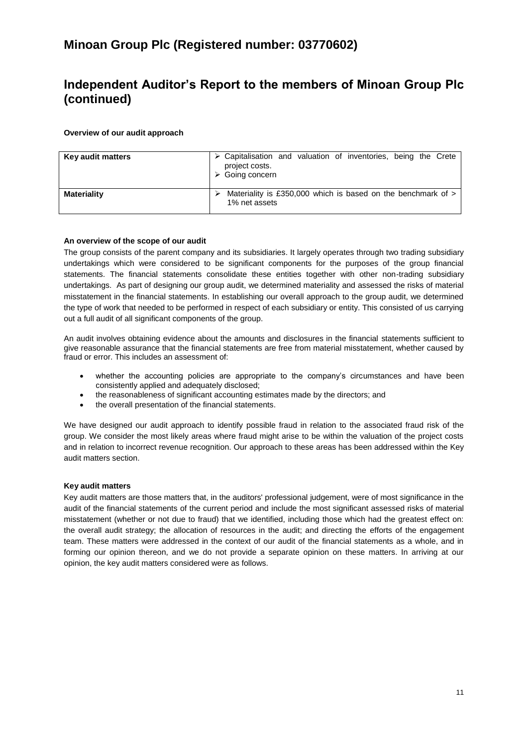# Minoan Group Plc (Registered number: 03770602)

## Independent Auditor's Report to the members of Minoan Group Plc (continued)

**Overview of our audit approach**

| | |
|---|---|
| **Key audit matters** | ➢ Capitalisation and valuation of inventories, being the Crete project costs.<br>➢ Going concern |
| **Materiality** | ➢ Materiality is £350,000 which is based on the benchmark of > 1% net assets |

**An overview of the scope of our audit**

The group consists of the parent company and its subsidiaries. It largely operates through two trading subsidiary undertakings which were considered to be significant components for the purposes of the group financial statements. The financial statements consolidate these entities together with other non-trading subsidiary undertakings. As part of designing our group audit, we determined materiality and assessed the risks of material misstatement in the financial statements. In establishing our overall approach to the group audit, we determined the type of work that needed to be performed in respect of each subsidiary or entity. This consisted of us carrying out a full audit of all significant components of the group.

An audit involves obtaining evidence about the amounts and disclosures in the financial statements sufficient to give reasonable assurance that the financial statements are free from material misstatement, whether caused by fraud or error. This includes an assessment of:

- whether the accounting policies are appropriate to the company's circumstances and have been consistently applied and adequately disclosed;
- the reasonableness of significant accounting estimates made by the directors; and
- the overall presentation of the financial statements.

We have designed our audit approach to identify possible fraud in relation to the associated fraud risk of the group. We consider the most likely areas where fraud might arise to be within the valuation of the project costs and in relation to incorrect revenue recognition. Our approach to these areas has been addressed within the Key audit matters section.

**Key audit matters**

Key audit matters are those matters that, in the auditors' professional judgement, were of most significance in the audit of the financial statements of the current period and include the most significant assessed risks of material misstatement (whether or not due to fraud) that we identified, including those which had the greatest effect on: the overall audit strategy; the allocation of resources in the audit; and directing the efforts of the engagement team. These matters were addressed in the context of our audit of the financial statements as a whole, and in forming our opinion thereon, and we do not provide a separate opinion on these matters. In arriving at our opinion, the key audit matters considered were as follows.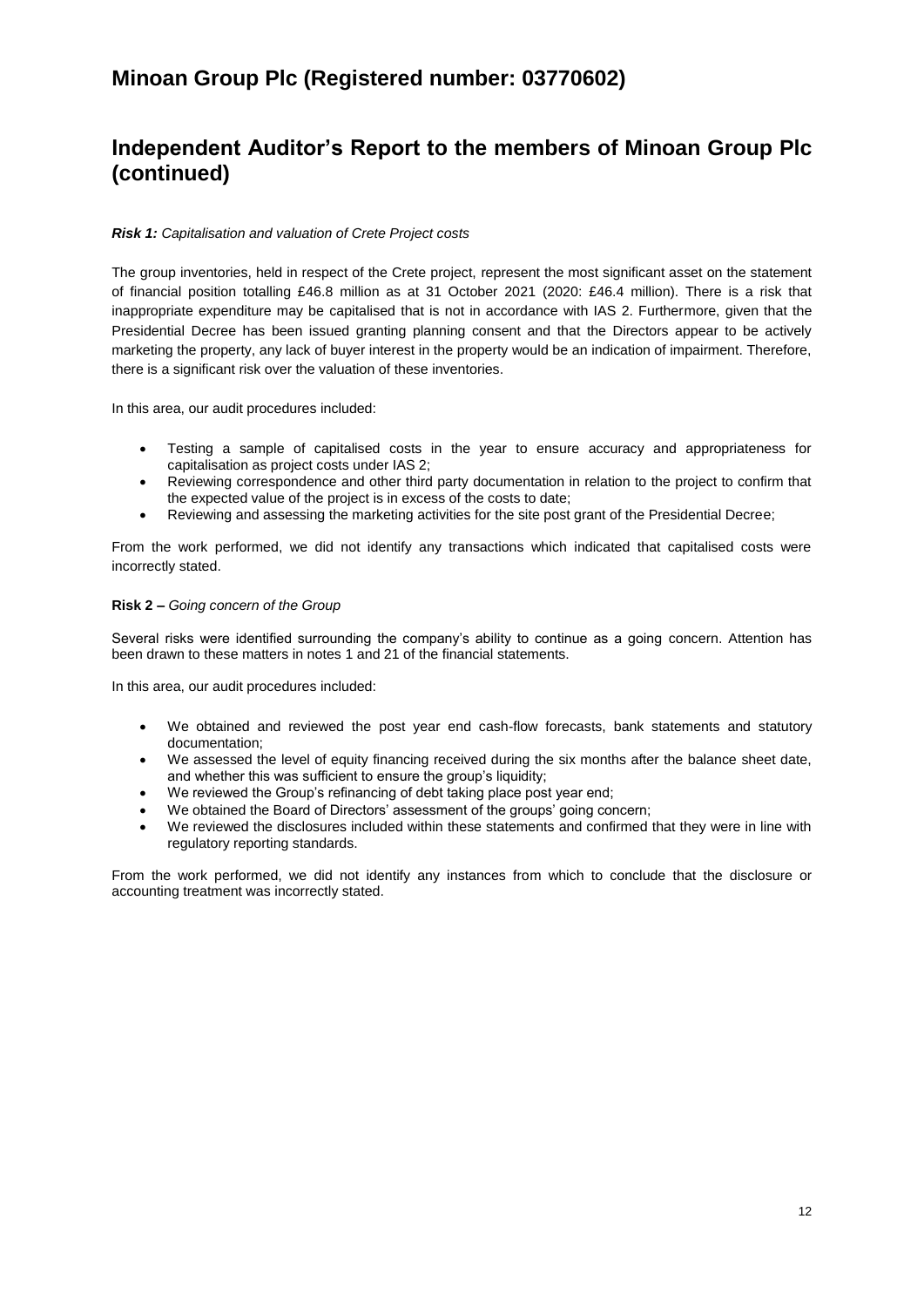# Minoan Group Plc (Registered number: 03770602)

## Independent Auditor's Report to the members of Minoan Group Plc (continued)

***Risk 1:*** *Capitalisation and valuation of Crete Project costs*

The group inventories, held in respect of the Crete project, represent the most significant asset on the statement of financial position totalling £46.8 million as at 31 October 2021 (2020: £46.4 million). There is a risk that inappropriate expenditure may be capitalised that is not in accordance with IAS 2. Furthermore, given that the Presidential Decree has been issued granting planning consent and that the Directors appear to be actively marketing the property, any lack of buyer interest in the property would be an indication of impairment. Therefore, there is a significant risk over the valuation of these inventories.

In this area, our audit procedures included:

- Testing a sample of capitalised costs in the year to ensure accuracy and appropriateness for capitalisation as project costs under IAS 2;
- Reviewing correspondence and other third party documentation in relation to the project to confirm that the expected value of the project is in excess of the costs to date;
- Reviewing and assessing the marketing activities for the site post grant of the Presidential Decree;

From the work performed, we did not identify any transactions which indicated that capitalised costs were incorrectly stated.

**Risk 2 –** *Going concern of the Group*

Several risks were identified surrounding the company's ability to continue as a going concern. Attention has been drawn to these matters in notes 1 and 21 of the financial statements.

In this area, our audit procedures included:

- We obtained and reviewed the post year end cash-flow forecasts, bank statements and statutory documentation;
- We assessed the level of equity financing received during the six months after the balance sheet date, and whether this was sufficient to ensure the group's liquidity;
- We reviewed the Group's refinancing of debt taking place post year end;
- We obtained the Board of Directors' assessment of the groups' going concern;
- We reviewed the disclosures included within these statements and confirmed that they were in line with regulatory reporting standards.

From the work performed, we did not identify any instances from which to conclude that the disclosure or accounting treatment was incorrectly stated.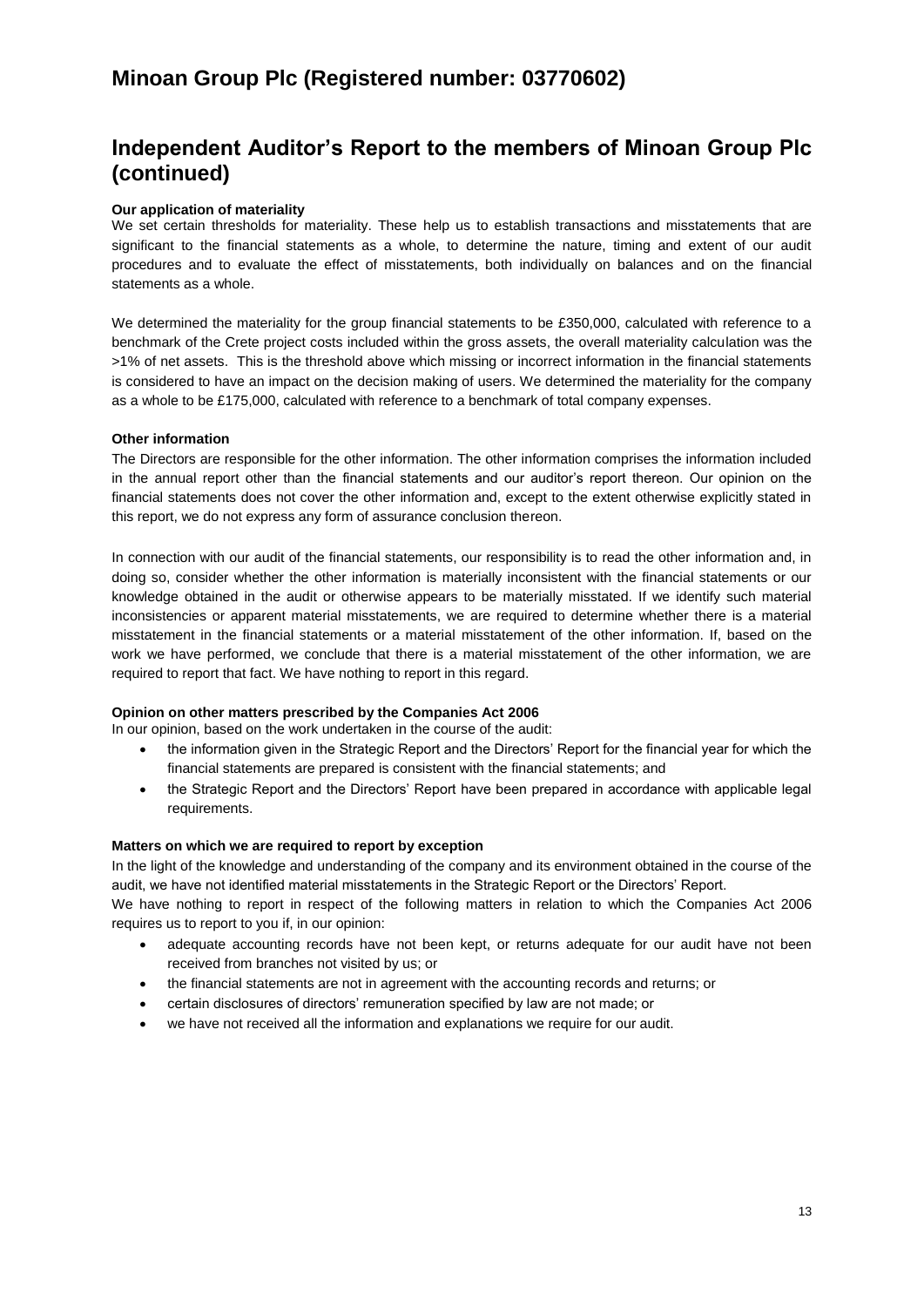# Minoan Group Plc (Registered number: 03770602)

## Independent Auditor's Report to the members of Minoan Group Plc (continued)

**Our application of materiality**

We set certain thresholds for materiality. These help us to establish transactions and misstatements that are significant to the financial statements as a whole, to determine the nature, timing and extent of our audit procedures and to evaluate the effect of misstatements, both individually on balances and on the financial statements as a whole.

We determined the materiality for the group financial statements to be £350,000, calculated with reference to a benchmark of the Crete project costs included within the gross assets, the overall materiality calculation was the >1% of net assets. This is the threshold above which missing or incorrect information in the financial statements is considered to have an impact on the decision making of users. We determined the materiality for the company as a whole to be £175,000, calculated with reference to a benchmark of total company expenses.

**Other information**

The Directors are responsible for the other information. The other information comprises the information included in the annual report other than the financial statements and our auditor's report thereon. Our opinion on the financial statements does not cover the other information and, except to the extent otherwise explicitly stated in this report, we do not express any form of assurance conclusion thereon.

In connection with our audit of the financial statements, our responsibility is to read the other information and, in doing so, consider whether the other information is materially inconsistent with the financial statements or our knowledge obtained in the audit or otherwise appears to be materially misstated. If we identify such material inconsistencies or apparent material misstatements, we are required to determine whether there is a material misstatement in the financial statements or a material misstatement of the other information. If, based on the work we have performed, we conclude that there is a material misstatement of the other information, we are required to report that fact. We have nothing to report in this regard.

**Opinion on other matters prescribed by the Companies Act 2006**

In our opinion, based on the work undertaken in the course of the audit:

- the information given in the Strategic Report and the Directors' Report for the financial year for which the financial statements are prepared is consistent with the financial statements; and
- the Strategic Report and the Directors' Report have been prepared in accordance with applicable legal requirements.

**Matters on which we are required to report by exception**

In the light of the knowledge and understanding of the company and its environment obtained in the course of the audit, we have not identified material misstatements in the Strategic Report or the Directors' Report.

We have nothing to report in respect of the following matters in relation to which the Companies Act 2006 requires us to report to you if, in our opinion:

- adequate accounting records have not been kept, or returns adequate for our audit have not been received from branches not visited by us; or
- the financial statements are not in agreement with the accounting records and returns; or
- certain disclosures of directors' remuneration specified by law are not made; or
- we have not received all the information and explanations we require for our audit.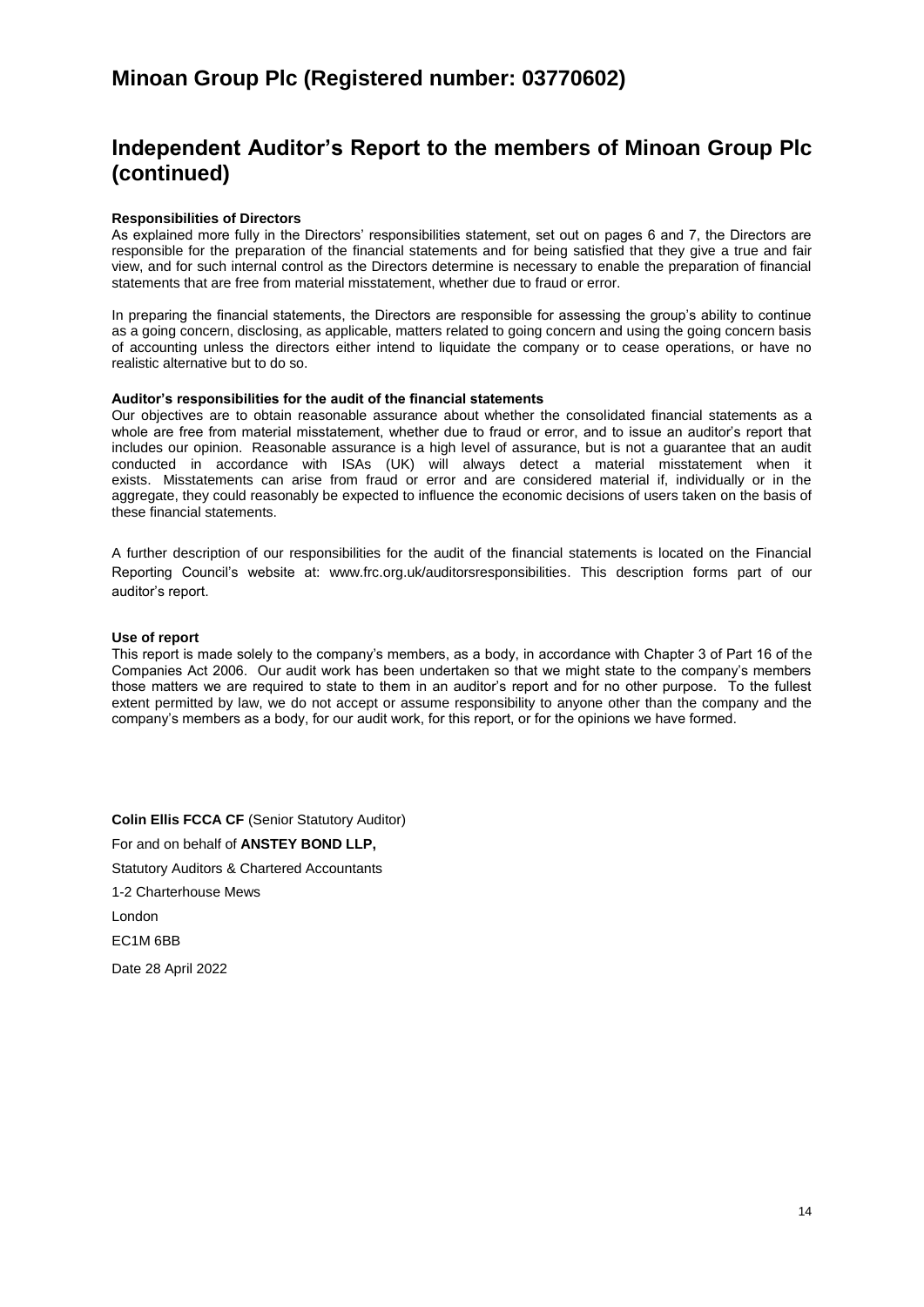# Minoan Group Plc (Registered number: 03770602)

## Independent Auditor's Report to the members of Minoan Group Plc (continued)

**Responsibilities of Directors**

As explained more fully in the Directors' responsibilities statement, set out on pages 6 and 7, the Directors are responsible for the preparation of the financial statements and for being satisfied that they give a true and fair view, and for such internal control as the Directors determine is necessary to enable the preparation of financial statements that are free from material misstatement, whether due to fraud or error.

In preparing the financial statements, the Directors are responsible for assessing the group's ability to continue as a going concern, disclosing, as applicable, matters related to going concern and using the going concern basis of accounting unless the directors either intend to liquidate the company or to cease operations, or have no realistic alternative but to do so.

**Auditor's responsibilities for the audit of the financial statements**

Our objectives are to obtain reasonable assurance about whether the consolidated financial statements as a whole are free from material misstatement, whether due to fraud or error, and to issue an auditor's report that includes our opinion. Reasonable assurance is a high level of assurance, but is not a guarantee that an audit conducted in accordance with ISAs (UK) will always detect a material misstatement when it exists. Misstatements can arise from fraud or error and are considered material if, individually or in the aggregate, they could reasonably be expected to influence the economic decisions of users taken on the basis of these financial statements.

A further description of our responsibilities for the audit of the financial statements is located on the Financial Reporting Council's website at: www.frc.org.uk/auditorsresponsibilities. This description forms part of our auditor's report.

**Use of report**

This report is made solely to the company's members, as a body, in accordance with Chapter 3 of Part 16 of the Companies Act 2006. Our audit work has been undertaken so that we might state to the company's members those matters we are required to state to them in an auditor's report and for no other purpose. To the fullest extent permitted by law, we do not accept or assume responsibility to anyone other than the company and the company's members as a body, for our audit work, for this report, or for the opinions we have formed.

**Colin Ellis FCCA CF** (Senior Statutory Auditor)

For and on behalf of **ANSTEY BOND LLP,**

Statutory Auditors & Chartered Accountants

1-2 Charterhouse Mews

London

EC1M 6BB

Date 28 April 2022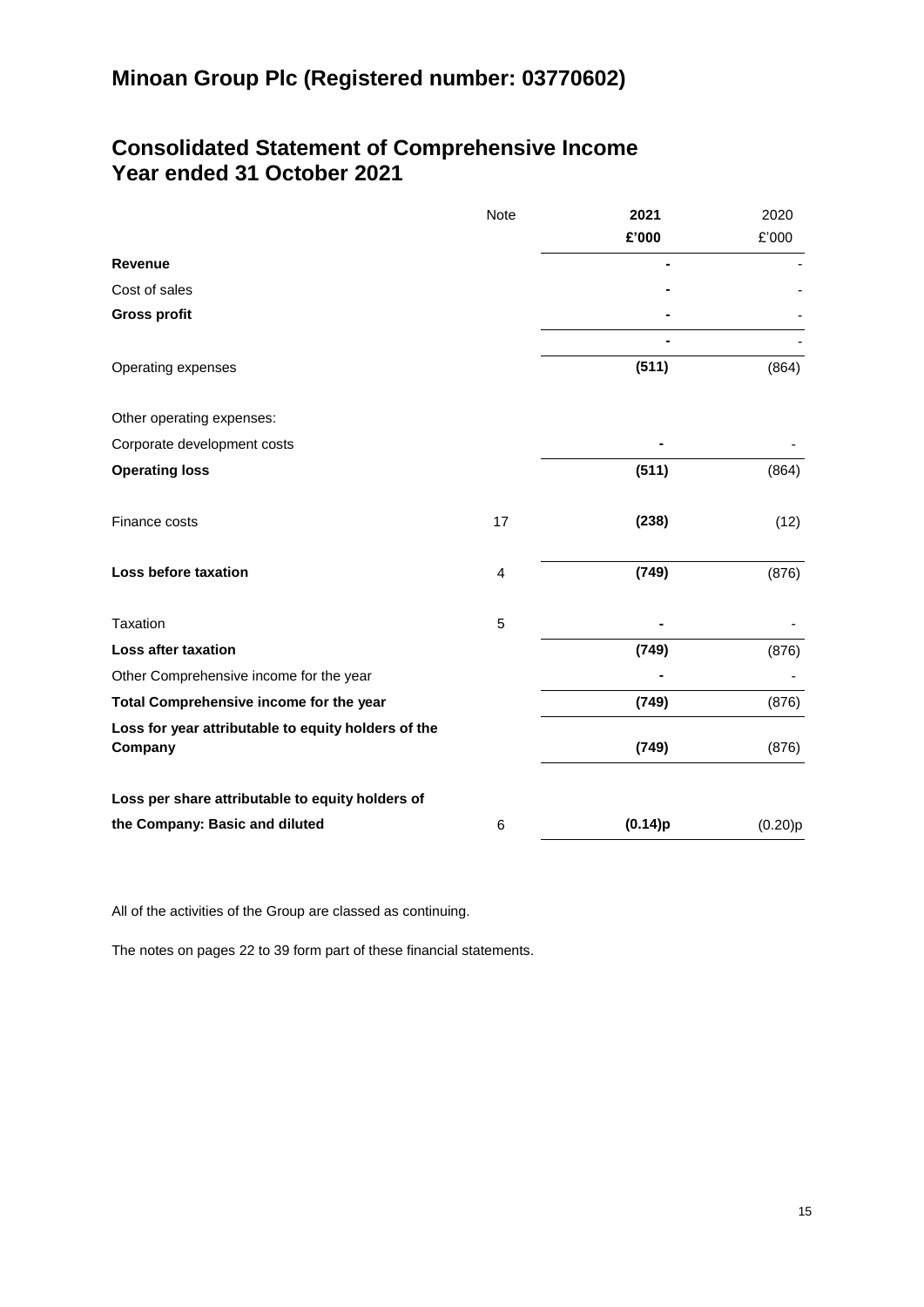# Minoan Group Plc (Registered number: 03770602)

## Consolidated Statement of Comprehensive Income
## Year ended 31 October 2021

| | Note | 2021 | 2020 |
|---|---|---|---|
| | | **£'000** | £'000 |
| **Revenue** | | **-** | - |
| Cost of sales | | **-** | - |
| **Gross profit** | | **-** | - |
| | | **-** | - |
| Operating expenses | | **(511)** | (864) |
| Other operating expenses: | | | |
| Corporate development costs | | **-** | - |
| **Operating loss** | | **(511)** | (864) |
| Finance costs | 17 | **(238)** | (12) |
| **Loss before taxation** | 4 | **(749)** | (876) |
| Taxation | 5 | **-** | - |
| **Loss after taxation** | | **(749)** | (876) |
| Other Comprehensive income for the year | | **-** | - |
| **Total Comprehensive income for the year** | | **(749)** | (876) |
| **Loss for year attributable to equity holders of the Company** | | **(749)** | (876) |
| **Loss per share attributable to equity holders of the Company: Basic and diluted** | 6 | **(0.14)p** | (0.20)p |

All of the activities of the Group are classed as continuing.

The notes on pages 22 to 39 form part of these financial statements.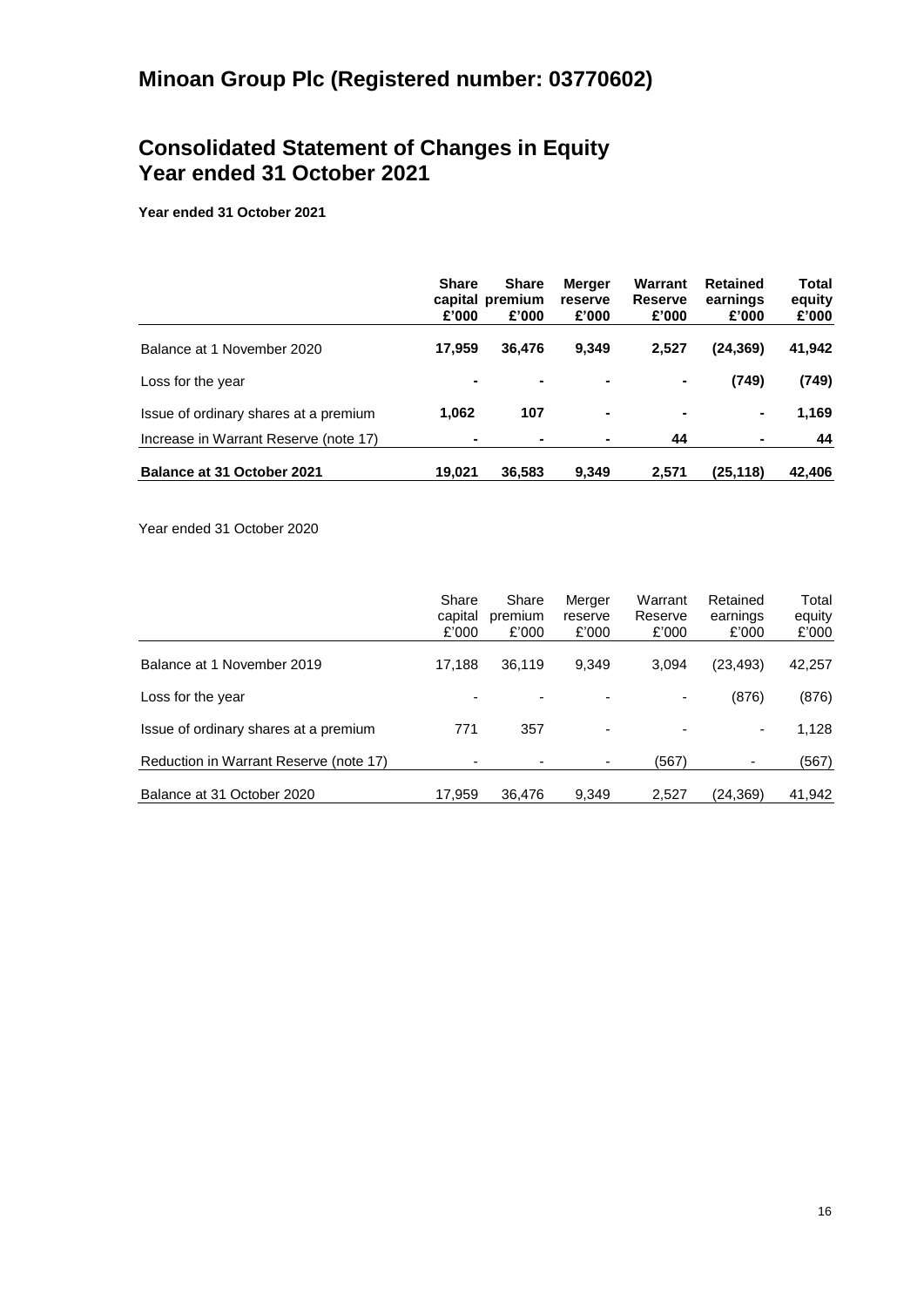# Minoan Group Plc (Registered number: 03770602)

## Consolidated Statement of Changes in Equity
## Year ended 31 October 2021

**Year ended 31 October 2021**

| | **Share capital £'000** | **Share premium £'000** | **Merger reserve £'000** | **Warrant Reserve £'000** | **Retained earnings £'000** | **Total equity £'000** |
|---|---|---|---|---|---|---|
| Balance at 1 November 2020 | **17,959** | **36,476** | **9,349** | **2,527** | **(24,369)** | **41,942** |
| Loss for the year | **-** | **-** | **-** | **-** | **(749)** | **(749)** |
| Issue of ordinary shares at a premium | **1,062** | **107** | **-** | **-** | **-** | **1,169** |
| Increase in Warrant Reserve (note 17) | **-** | **-** | **-** | **44** | **-** | **44** |
| **Balance at 31 October 2021** | **19,021** | **36,583** | **9,349** | **2,571** | **(25,118)** | **42,406** |

Year ended 31 October 2020

| | Share capital £'000 | Share premium £'000 | Merger reserve £'000 | Warrant Reserve £'000 | Retained earnings £'000 | Total equity £'000 |
|---|---|---|---|---|---|---|
| Balance at 1 November 2019 | 17,188 | 36,119 | 9,349 | 3,094 | (23,493) | 42,257 |
| Loss for the year | - | - | - | - | (876) | (876) |
| Issue of ordinary shares at a premium | 771 | 357 | - | - | - | 1,128 |
| Reduction in Warrant Reserve (note 17) | - | - | - | (567) | - | (567) |
| Balance at 31 October 2020 | 17,959 | 36,476 | 9,349 | 2,527 | (24,369) | 41,942 |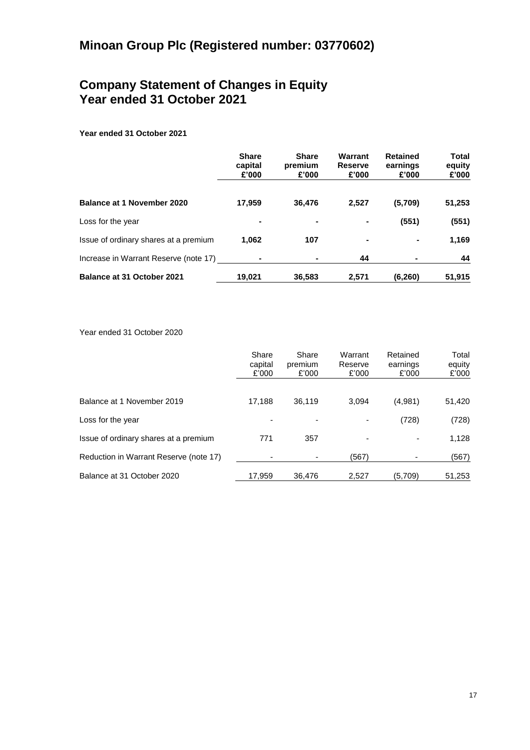# Minoan Group Plc (Registered number: 03770602)

## Company Statement of Changes in Equity
## Year ended 31 October 2021

**Year ended 31 October 2021**

| | **Share capital £'000** | **Share premium £'000** | **Warrant Reserve £'000** | **Retained earnings £'000** | **Total equity £'000** |
|---|---|---|---|---|---|
| **Balance at 1 November 2020** | **17,959** | **36,476** | **2,527** | **(5,709)** | **51,253** |
| Loss for the year | **-** | **-** | **-** | **(551)** | **(551)** |
| Issue of ordinary shares at a premium | **1,062** | **107** | **-** | **-** | **1,169** |
| Increase in Warrant Reserve (note 17) | **-** | **-** | **44** | **-** | **44** |
| **Balance at 31 October 2021** | **19,021** | **36,583** | **2,571** | **(6,260)** | **51,915** |

Year ended 31 October 2020

| | Share capital £'000 | Share premium £'000 | Warrant Reserve £'000 | Retained earnings £'000 | Total equity £'000 |
|---|---|---|---|---|---|
| Balance at 1 November 2019 | 17,188 | 36,119 | 3,094 | (4,981) | 51,420 |
| Loss for the year | - | - | - | (728) | (728) |
| Issue of ordinary shares at a premium | 771 | 357 | - | - | 1,128 |
| Reduction in Warrant Reserve (note 17) | - | - | (567) | - | (567) |
| Balance at 31 October 2020 | 17,959 | 36,476 | 2,527 | (5,709) | 51,253 |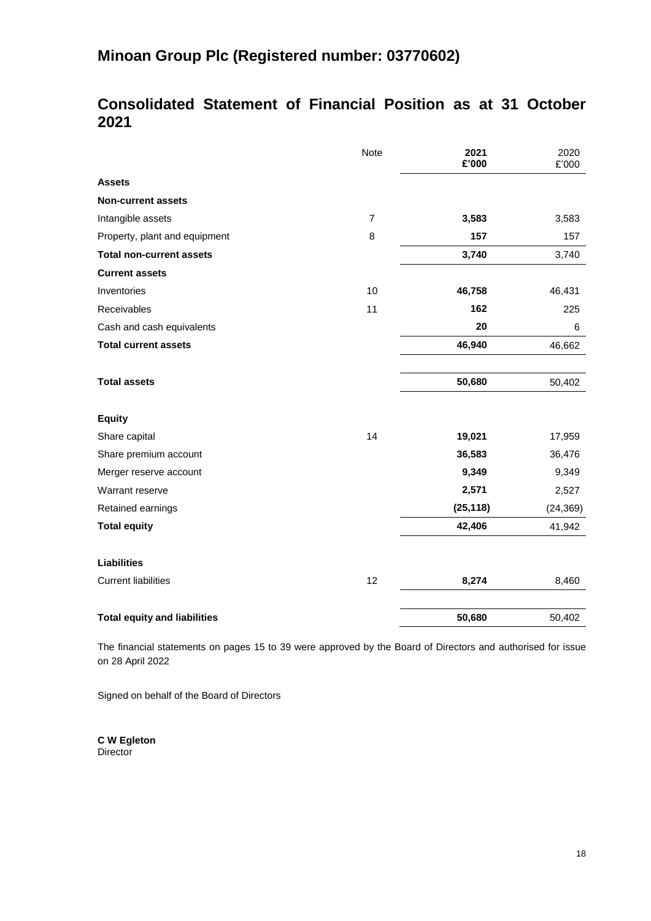# Minoan Group Plc (Registered number: 03770602)

## Consolidated Statement of Financial Position as at 31 October 2021

| | Note | **2021 £'000** | 2020 £'000 |
|---|---|---|---|
| **Assets** | | | |
| **Non-current assets** | | | |
| Intangible assets | 7 | **3,583** | 3,583 |
| Property, plant and equipment | 8 | **157** | 157 |
| **Total non-current assets** | | **3,740** | 3,740 |
| **Current assets** | | | |
| Inventories | 10 | **46,758** | 46,431 |
| Receivables | 11 | **162** | 225 |
| Cash and cash equivalents | | **20** | 6 |
| **Total current assets** | | **46,940** | 46,662 |
| **Total assets** | | **50,680** | 50,402 |
| **Equity** | | | |
| Share capital | 14 | **19,021** | 17,959 |
| Share premium account | | **36,583** | 36,476 |
| Merger reserve account | | **9,349** | 9,349 |
| Warrant reserve | | **2,571** | 2,527 |
| Retained earnings | | **(25,118)** | (24,369) |
| **Total equity** | | **42,406** | 41,942 |
| **Liabilities** | | | |
| Current liabilities | 12 | **8,274** | 8,460 |
| **Total equity and liabilities** | | **50,680** | 50,402 |

The financial statements on pages 15 to 39 were approved by the Board of Directors and authorised for issue on 28 April 2022

Signed on behalf of the Board of Directors

**C W Egleton**
Director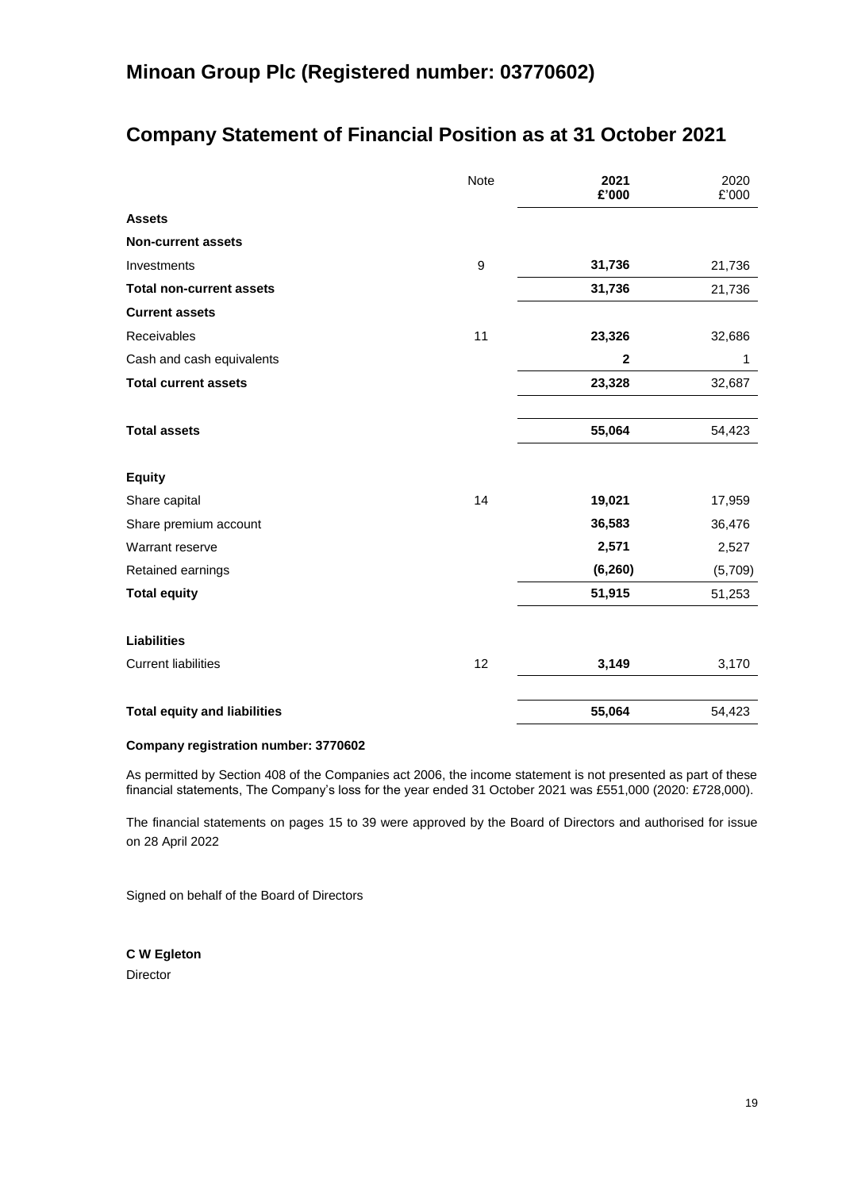# Minoan Group Plc (Registered number: 03770602)

## Company Statement of Financial Position as at 31 October 2021

| | Note | **2021 £'000** | 2020 £'000 |
|---|---|---|---|
| **Assets** | | | |
| **Non-current assets** | | | |
| Investments | 9 | **31,736** | 21,736 |
| **Total non-current assets** | | **31,736** | 21,736 |
| **Current assets** | | | |
| Receivables | 11 | **23,326** | 32,686 |
| Cash and cash equivalents | | **2** | 1 |
| **Total current assets** | | **23,328** | 32,687 |
| **Total assets** | | **55,064** | 54,423 |
| **Equity** | | | |
| Share capital | 14 | **19,021** | 17,959 |
| Share premium account | | **36,583** | 36,476 |
| Warrant reserve | | **2,571** | 2,527 |
| Retained earnings | | **(6,260)** | (5,709) |
| **Total equity** | | **51,915** | 51,253 |
| **Liabilities** | | | |
| Current liabilities | 12 | **3,149** | 3,170 |
| **Total equity and liabilities** | | **55,064** | 54,423 |

**Company registration number: 3770602**

As permitted by Section 408 of the Companies act 2006, the income statement is not presented as part of these financial statements, The Company's loss for the year ended 31 October 2021 was £551,000 (2020: £728,000).

The financial statements on pages 15 to 39 were approved by the Board of Directors and authorised for issue on 28 April 2022

Signed on behalf of the Board of Directors

**C W Egleton**
Director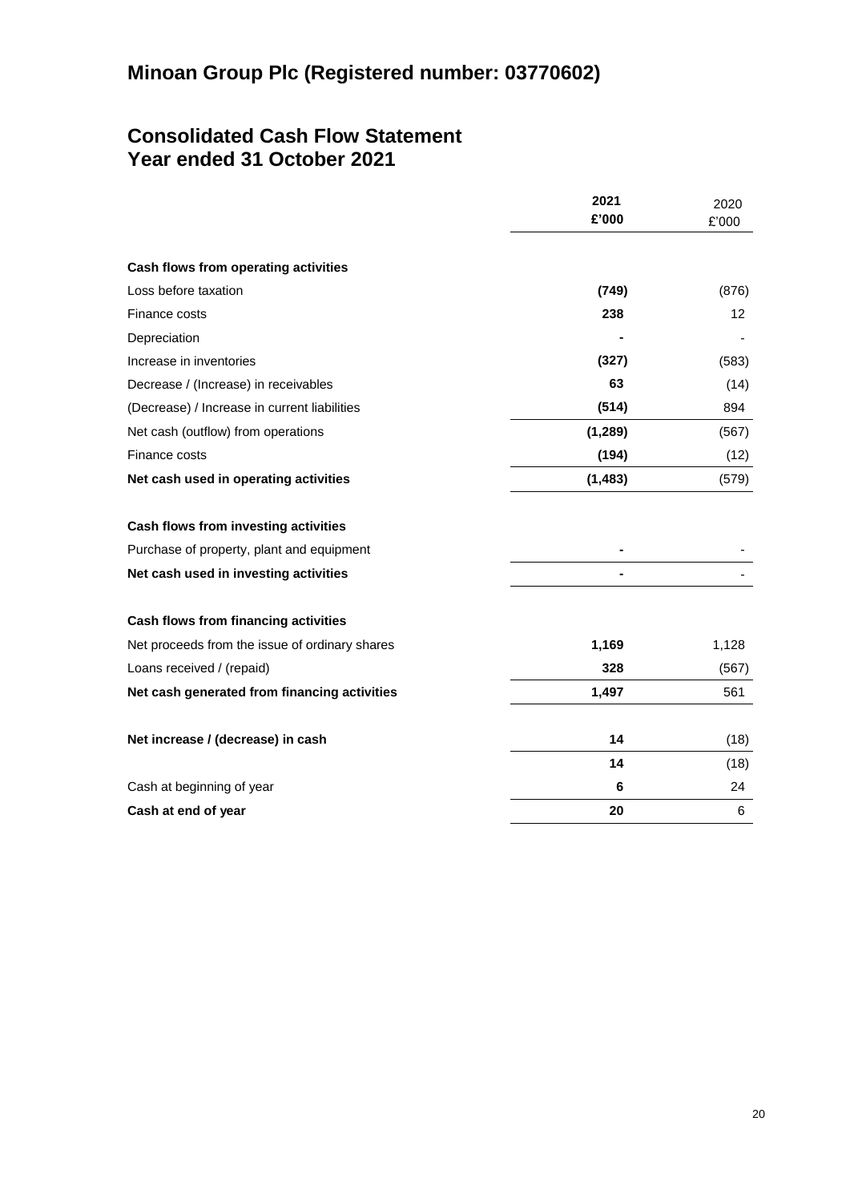# Minoan Group Plc (Registered number: 03770602)

## Consolidated Cash Flow Statement
## Year ended 31 October 2021

| | **2021** **£'000** | 2020 £'000 |
|---|---|---|
| **Cash flows from operating activities** | | |
| Loss before taxation | **(749)** | (876) |
| Finance costs | **238** | 12 |
| Depreciation | **-** | - |
| Increase in inventories | **(327)** | (583) |
| Decrease / (Increase) in receivables | **63** | (14) |
| (Decrease) / Increase in current liabilities | **(514)** | 894 |
| Net cash (outflow) from operations | **(1,289)** | (567) |
| Finance costs | **(194)** | (12) |
| **Net cash used in operating activities** | **(1,483)** | (579) |
| | | |
| **Cash flows from investing activities** | | |
| Purchase of property, plant and equipment | **-** | - |
| **Net cash used in investing activities** | **-** | - |
| | | |
| **Cash flows from financing activities** | | |
| Net proceeds from the issue of ordinary shares | **1,169** | 1,128 |
| Loans received / (repaid) | **328** | (567) |
| **Net cash generated from financing activities** | **1,497** | 561 |
| | | |
| **Net increase / (decrease) in cash** | **14** | (18) |
| | **14** | (18) |
| Cash at beginning of year | **6** | 24 |
| **Cash at end of year** | **20** | 6 |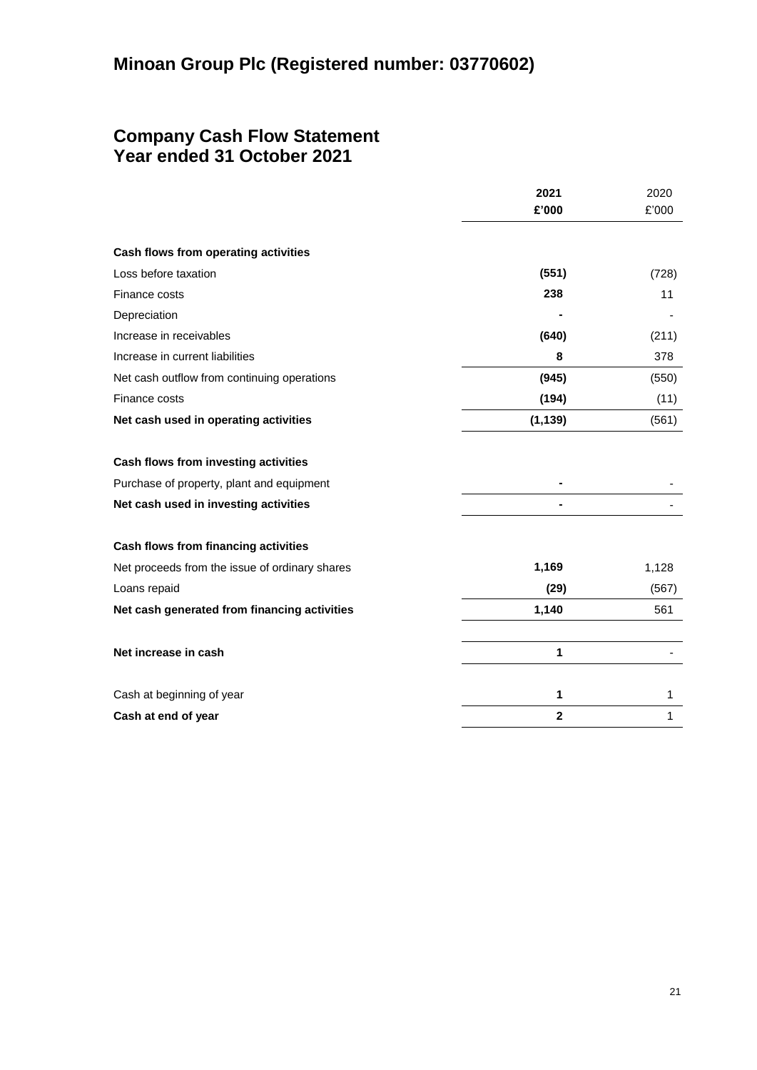# Minoan Group Plc (Registered number: 03770602)

## Company Cash Flow Statement
## Year ended 31 October 2021

| | **2021** | 2020 |
|---|---|---|
| | **£'000** | £'000 |
| **Cash flows from operating activities** | | |
| Loss before taxation | **(551)** | (728) |
| Finance costs | **238** | 11 |
| Depreciation | **-** | - |
| Increase in receivables | **(640)** | (211) |
| Increase in current liabilities | **8** | 378 |
| Net cash outflow from continuing operations | **(945)** | (550) |
| Finance costs | **(194)** | (11) |
| **Net cash used in operating activities** | **(1,139)** | (561) |
| **Cash flows from investing activities** | | |
| Purchase of property, plant and equipment | **-** | - |
| **Net cash used in investing activities** | **-** | - |
| **Cash flows from financing activities** | | |
| Net proceeds from the issue of ordinary shares | **1,169** | 1,128 |
| Loans repaid | **(29)** | (567) |
| **Net cash generated from financing activities** | **1,140** | 561 |
| **Net increase in cash** | **1** | - |
| Cash at beginning of year | **1** | 1 |
| **Cash at end of year** | **2** | 1 |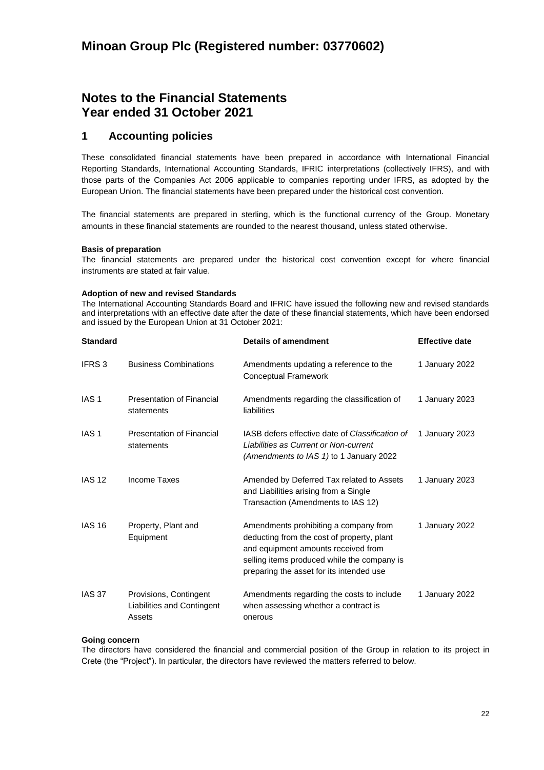# Minoan Group Plc (Registered number: 03770602)

## Notes to the Financial Statements Year ended 31 October 2021

### 1 Accounting policies

These consolidated financial statements have been prepared in accordance with International Financial Reporting Standards, International Accounting Standards, IFRIC interpretations (collectively IFRS), and with those parts of the Companies Act 2006 applicable to companies reporting under IFRS, as adopted by the European Union. The financial statements have been prepared under the historical cost convention.

The financial statements are prepared in sterling, which is the functional currency of the Group. Monetary amounts in these financial statements are rounded to the nearest thousand, unless stated otherwise.

**Basis of preparation**
The financial statements are prepared under the historical cost convention except for where financial instruments are stated at fair value.

**Adoption of new and revised Standards**
The International Accounting Standards Board and IFRIC have issued the following new and revised standards and interpretations with an effective date after the date of these financial statements, which have been endorsed and issued by the European Union at 31 October 2021:

| Standard | | Details of amendment | Effective date |
|---|---|---|---|
| IFRS 3 | Business Combinations | Amendments updating a reference to the Conceptual Framework | 1 January 2022 |
| IAS 1 | Presentation of Financial statements | Amendments regarding the classification of liabilities | 1 January 2023 |
| IAS 1 | Presentation of Financial statements | IASB defers effective date of *Classification of Liabilities as Current or Non-current (Amendments to IAS 1)* to 1 January 2022 | 1 January 2023 |
| IAS 12 | Income Taxes | Amended by Deferred Tax related to Assets and Liabilities arising from a Single Transaction (Amendments to IAS 12) | 1 January 2023 |
| IAS 16 | Property, Plant and Equipment | Amendments prohibiting a company from deducting from the cost of property, plant and equipment amounts received from selling items produced while the company is preparing the asset for its intended use | 1 January 2022 |
| IAS 37 | Provisions, Contingent Liabilities and Contingent Assets | Amendments regarding the costs to include when assessing whether a contract is onerous | 1 January 2022 |

**Going concern**
The directors have considered the financial and commercial position of the Group in relation to its project in Crete (the "Project"). In particular, the directors have reviewed the matters referred to below.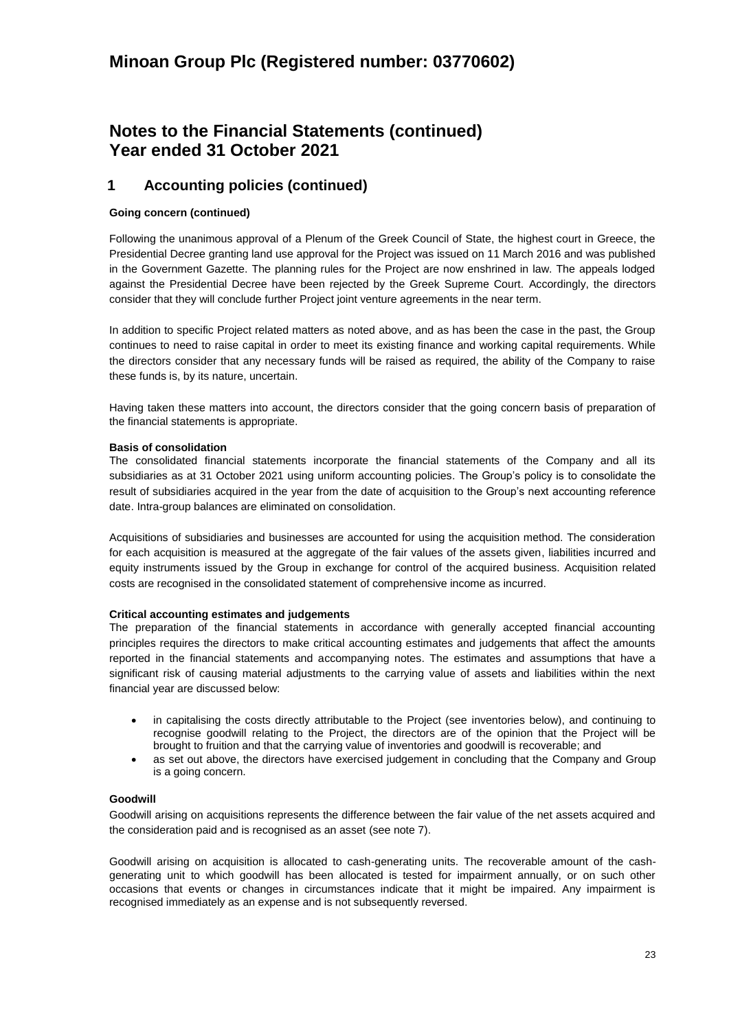# Minoan Group Plc (Registered number: 03770602)

## Notes to the Financial Statements (continued)
## Year ended 31 October 2021

### 1 Accounting policies (continued)

**Going concern (continued)**

Following the unanimous approval of a Plenum of the Greek Council of State, the highest court in Greece, the Presidential Decree granting land use approval for the Project was issued on 11 March 2016 and was published in the Government Gazette. The planning rules for the Project are now enshrined in law. The appeals lodged against the Presidential Decree have been rejected by the Greek Supreme Court. Accordingly, the directors consider that they will conclude further Project joint venture agreements in the near term.

In addition to specific Project related matters as noted above, and as has been the case in the past, the Group continues to need to raise capital in order to meet its existing finance and working capital requirements. While the directors consider that any necessary funds will be raised as required, the ability of the Company to raise these funds is, by its nature, uncertain.

Having taken these matters into account, the directors consider that the going concern basis of preparation of the financial statements is appropriate.

**Basis of consolidation**

The consolidated financial statements incorporate the financial statements of the Company and all its subsidiaries as at 31 October 2021 using uniform accounting policies. The Group's policy is to consolidate the result of subsidiaries acquired in the year from the date of acquisition to the Group's next accounting reference date. Intra-group balances are eliminated on consolidation.

Acquisitions of subsidiaries and businesses are accounted for using the acquisition method. The consideration for each acquisition is measured at the aggregate of the fair values of the assets given, liabilities incurred and equity instruments issued by the Group in exchange for control of the acquired business. Acquisition related costs are recognised in the consolidated statement of comprehensive income as incurred.

**Critical accounting estimates and judgements**

The preparation of the financial statements in accordance with generally accepted financial accounting principles requires the directors to make critical accounting estimates and judgements that affect the amounts reported in the financial statements and accompanying notes. The estimates and assumptions that have a significant risk of causing material adjustments to the carrying value of assets and liabilities within the next financial year are discussed below:

- in capitalising the costs directly attributable to the Project (see inventories below), and continuing to recognise goodwill relating to the Project, the directors are of the opinion that the Project will be brought to fruition and that the carrying value of inventories and goodwill is recoverable; and
- as set out above, the directors have exercised judgement in concluding that the Company and Group is a going concern.

**Goodwill**

Goodwill arising on acquisitions represents the difference between the fair value of the net assets acquired and the consideration paid and is recognised as an asset (see note 7).

Goodwill arising on acquisition is allocated to cash-generating units. The recoverable amount of the cash-generating unit to which goodwill has been allocated is tested for impairment annually, or on such other occasions that events or changes in circumstances indicate that it might be impaired. Any impairment is recognised immediately as an expense and is not subsequently reversed.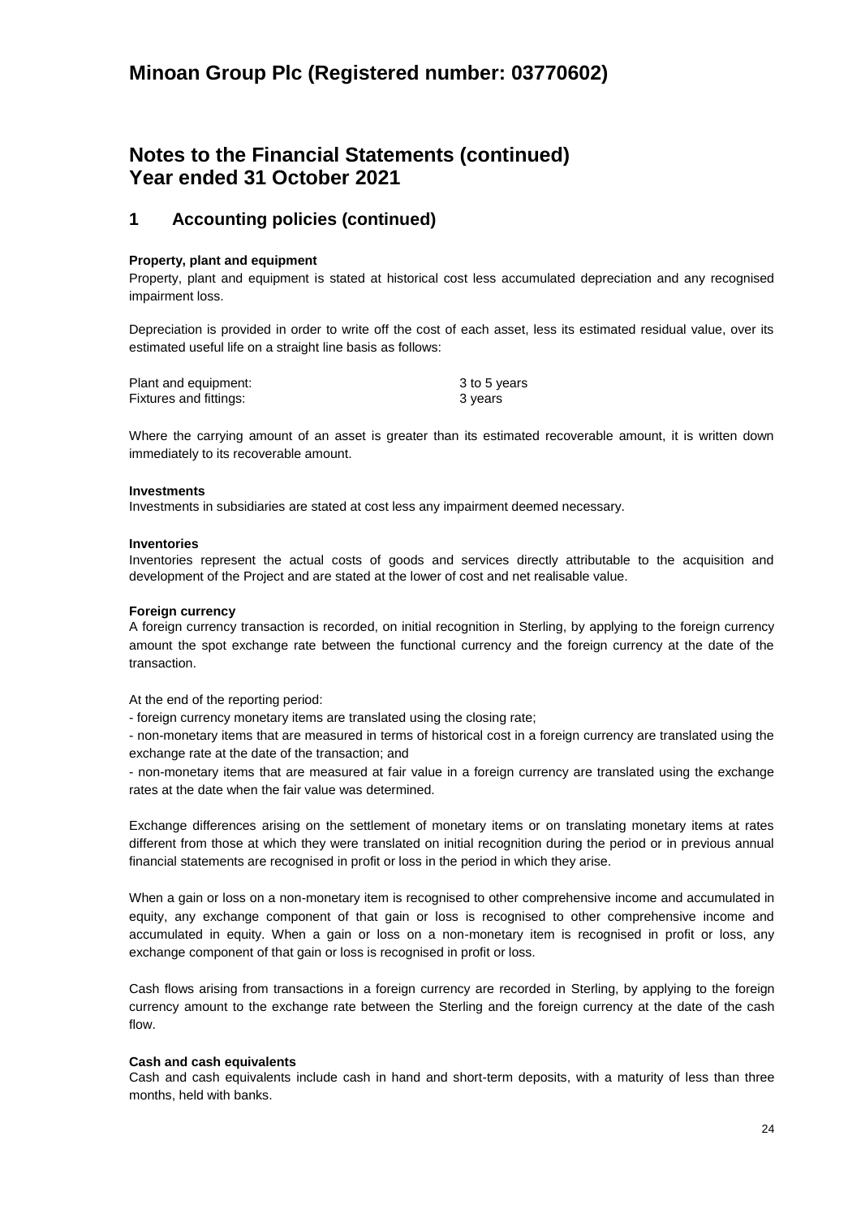# Minoan Group Plc (Registered number: 03770602)

## Notes to the Financial Statements (continued)
## Year ended 31 October 2021

### 1 Accounting policies (continued)

**Property, plant and equipment**

Property, plant and equipment is stated at historical cost less accumulated depreciation and any recognised impairment loss.

Depreciation is provided in order to write off the cost of each asset, less its estimated residual value, over its estimated useful life on a straight line basis as follows:

| | |
|---|---|
| Plant and equipment: | 3 to 5 years |
| Fixtures and fittings: | 3 years |

Where the carrying amount of an asset is greater than its estimated recoverable amount, it is written down immediately to its recoverable amount.

**Investments**

Investments in subsidiaries are stated at cost less any impairment deemed necessary.

**Inventories**

Inventories represent the actual costs of goods and services directly attributable to the acquisition and development of the Project and are stated at the lower of cost and net realisable value.

**Foreign currency**

A foreign currency transaction is recorded, on initial recognition in Sterling, by applying to the foreign currency amount the spot exchange rate between the functional currency and the foreign currency at the date of the transaction.

At the end of the reporting period:

- foreign currency monetary items are translated using the closing rate;
- non-monetary items that are measured in terms of historical cost in a foreign currency are translated using the exchange rate at the date of the transaction; and
- non-monetary items that are measured at fair value in a foreign currency are translated using the exchange rates at the date when the fair value was determined.

Exchange differences arising on the settlement of monetary items or on translating monetary items at rates different from those at which they were translated on initial recognition during the period or in previous annual financial statements are recognised in profit or loss in the period in which they arise.

When a gain or loss on a non-monetary item is recognised to other comprehensive income and accumulated in equity, any exchange component of that gain or loss is recognised to other comprehensive income and accumulated in equity. When a gain or loss on a non-monetary item is recognised in profit or loss, any exchange component of that gain or loss is recognised in profit or loss.

Cash flows arising from transactions in a foreign currency are recorded in Sterling, by applying to the foreign currency amount to the exchange rate between the Sterling and the foreign currency at the date of the cash flow.

**Cash and cash equivalents**

Cash and cash equivalents include cash in hand and short-term deposits, with a maturity of less than three months, held with banks.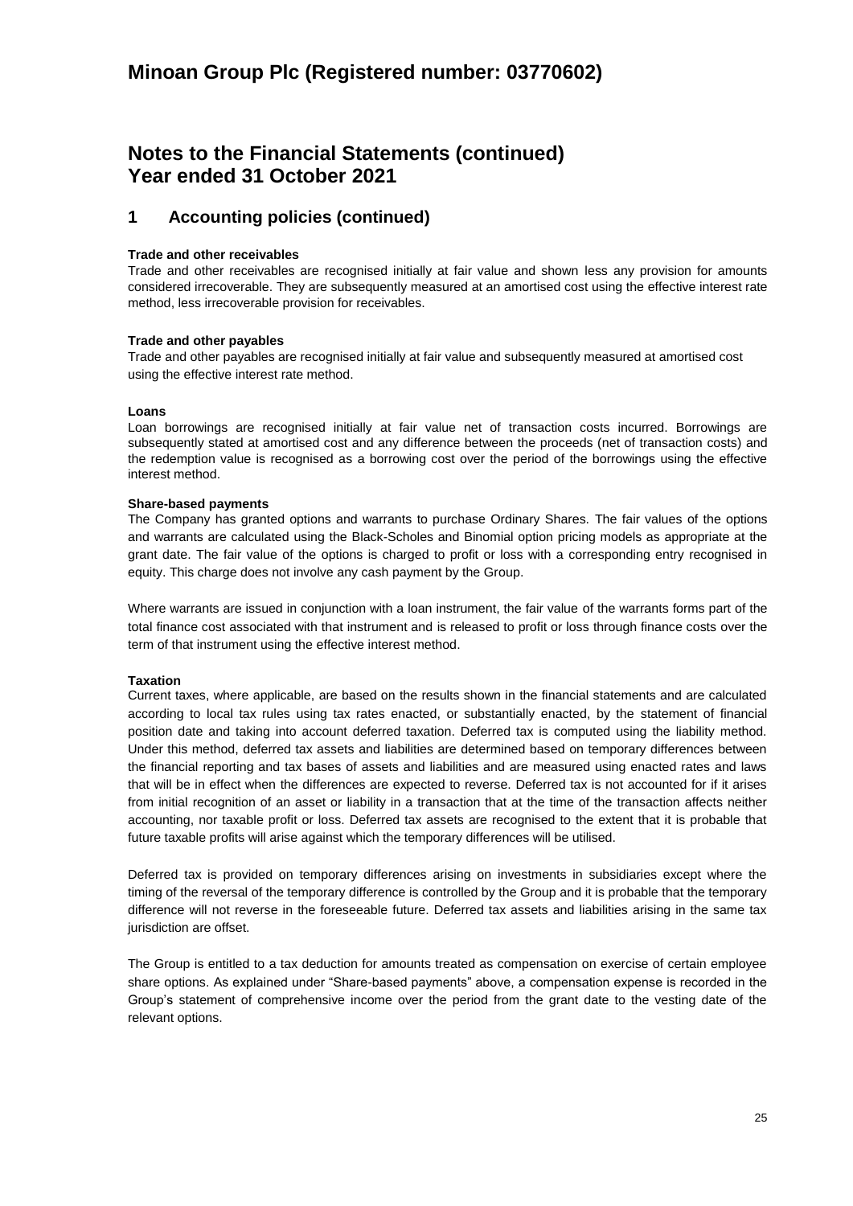# Minoan Group Plc (Registered number: 03770602)

## Notes to the Financial Statements (continued)
## Year ended 31 October 2021

## 1 Accounting policies (continued)

**Trade and other receivables**

Trade and other receivables are recognised initially at fair value and shown less any provision for amounts considered irrecoverable. They are subsequently measured at an amortised cost using the effective interest rate method, less irrecoverable provision for receivables.

**Trade and other payables**

Trade and other payables are recognised initially at fair value and subsequently measured at amortised cost using the effective interest rate method.

**Loans**

Loan borrowings are recognised initially at fair value net of transaction costs incurred. Borrowings are subsequently stated at amortised cost and any difference between the proceeds (net of transaction costs) and the redemption value is recognised as a borrowing cost over the period of the borrowings using the effective interest method.

**Share-based payments**

The Company has granted options and warrants to purchase Ordinary Shares. The fair values of the options and warrants are calculated using the Black-Scholes and Binomial option pricing models as appropriate at the grant date. The fair value of the options is charged to profit or loss with a corresponding entry recognised in equity. This charge does not involve any cash payment by the Group.

Where warrants are issued in conjunction with a loan instrument, the fair value of the warrants forms part of the total finance cost associated with that instrument and is released to profit or loss through finance costs over the term of that instrument using the effective interest method.

**Taxation**

Current taxes, where applicable, are based on the results shown in the financial statements and are calculated according to local tax rules using tax rates enacted, or substantially enacted, by the statement of financial position date and taking into account deferred taxation. Deferred tax is computed using the liability method. Under this method, deferred tax assets and liabilities are determined based on temporary differences between the financial reporting and tax bases of assets and liabilities and are measured using enacted rates and laws that will be in effect when the differences are expected to reverse. Deferred tax is not accounted for if it arises from initial recognition of an asset or liability in a transaction that at the time of the transaction affects neither accounting, nor taxable profit or loss. Deferred tax assets are recognised to the extent that it is probable that future taxable profits will arise against which the temporary differences will be utilised.

Deferred tax is provided on temporary differences arising on investments in subsidiaries except where the timing of the reversal of the temporary difference is controlled by the Group and it is probable that the temporary difference will not reverse in the foreseeable future. Deferred tax assets and liabilities arising in the same tax jurisdiction are offset.

The Group is entitled to a tax deduction for amounts treated as compensation on exercise of certain employee share options. As explained under "Share-based payments" above, a compensation expense is recorded in the Group's statement of comprehensive income over the period from the grant date to the vesting date of the relevant options.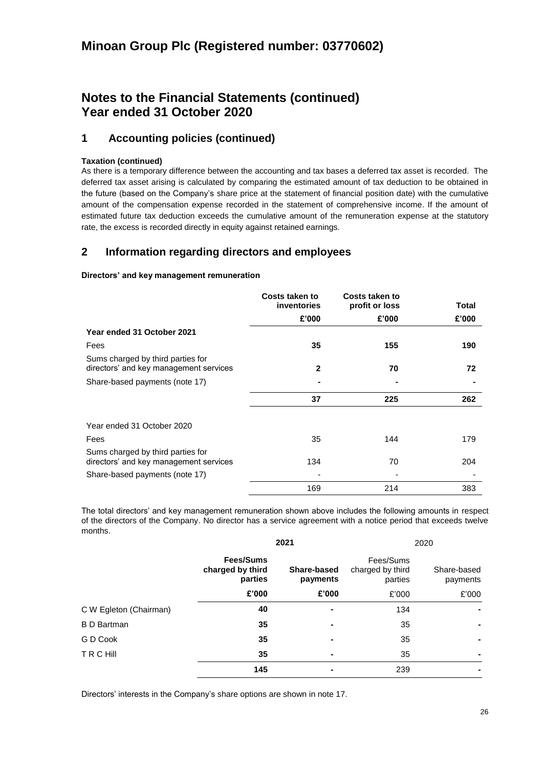# Minoan Group Plc (Registered number: 03770602)

# Notes to the Financial Statements (continued)
# Year ended 31 October 2020

## 1 Accounting policies (continued)

**Taxation (continued)**

As there is a temporary difference between the accounting and tax bases a deferred tax asset is recorded. The deferred tax asset arising is calculated by comparing the estimated amount of tax deduction to be obtained in the future (based on the Company's share price at the statement of financial position date) with the cumulative amount of the compensation expense recorded in the statement of comprehensive income. If the amount of estimated future tax deduction exceeds the cumulative amount of the remuneration expense at the statutory rate, the excess is recorded directly in equity against retained earnings.

## 2 Information regarding directors and employees

**Directors' and key management remuneration**

| | Costs taken to inventories | Costs taken to profit or loss | Total |
|---|---|---|---|
| | £'000 | £'000 | £'000 |
| **Year ended 31 October 2021** | | | |
| Fees | **35** | **155** | **190** |
| Sums charged by third parties for directors' and key management services | **2** | **70** | **72** |
| Share-based payments (note 17) | **-** | **-** | **-** |
| | **37** | **225** | **262** |
| Year ended 31 October 2020 | | | |
| Fees | 35 | 144 | 179 |
| Sums charged by third parties for directors' and key management services | 134 | 70 | 204 |
| Share-based payments (note 17) | - | - | - |
| | 169 | 214 | 383 |

The total directors' and key management remuneration shown above includes the following amounts in respect of the directors of the Company. No director has a service agreement with a notice period that exceeds twelve months.

| | **2021** | | 2020 | |
|---|---|---|---|---|
| | **Fees/Sums charged by third parties** | **Share-based payments** | Fees/Sums charged by third parties | Share-based payments |
| | **£'000** | **£'000** | £'000 | £'000 |
| C W Egleton (Chairman) | **40** | **-** | 134 | - |
| B D Bartman | **35** | **-** | 35 | - |
| G D Cook | **35** | **-** | 35 | - |
| T R C Hill | **35** | **-** | 35 | - |
| | **145** | **-** | 239 | - |

Directors' interests in the Company's share options are shown in note 17.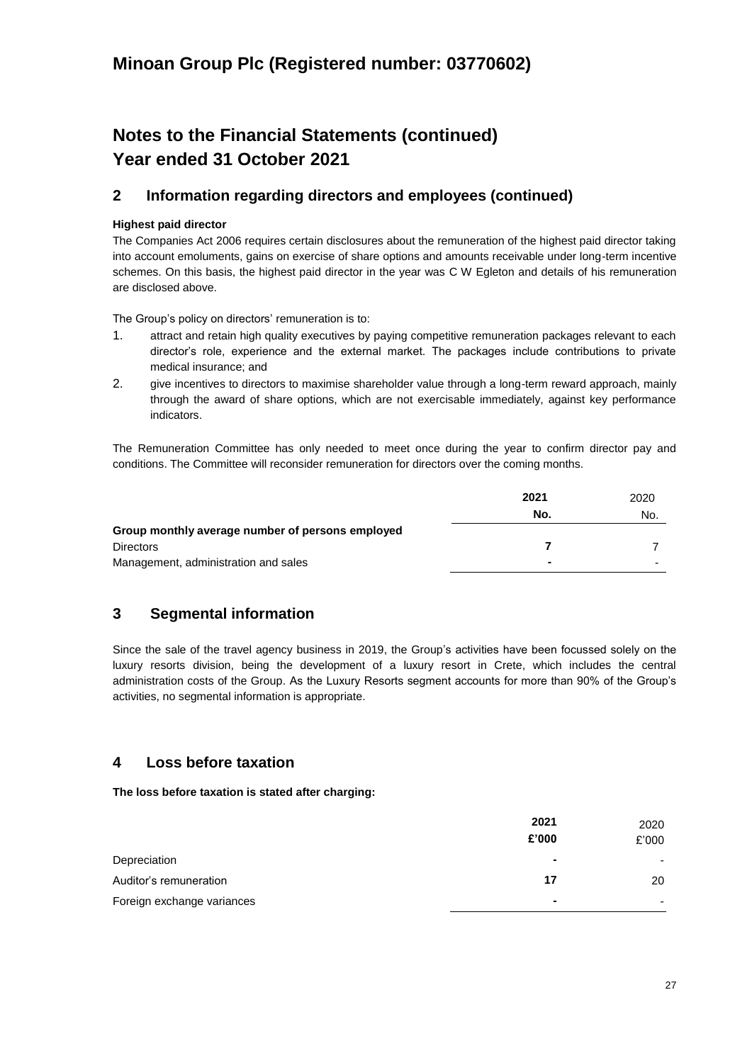# Minoan Group Plc (Registered number: 03770602)

# Notes to the Financial Statements (continued)
# Year ended 31 October 2021

## 2 Information regarding directors and employees (continued)

**Highest paid director**

The Companies Act 2006 requires certain disclosures about the remuneration of the highest paid director taking into account emoluments, gains on exercise of share options and amounts receivable under long-term incentive schemes. On this basis, the highest paid director in the year was C W Egleton and details of his remuneration are disclosed above.

The Group's policy on directors' remuneration is to:

1. attract and retain high quality executives by paying competitive remuneration packages relevant to each director's role, experience and the external market. The packages include contributions to private medical insurance; and
2. give incentives to directors to maximise shareholder value through a long-term reward approach, mainly through the award of share options, which are not exercisable immediately, against key performance indicators.

The Remuneration Committee has only needed to meet once during the year to confirm director pay and conditions. The Committee will reconsider remuneration for directors over the coming months.

| | **2021** | 2020 |
|---|---|---|
| | **No.** | No. |
| **Group monthly average number of persons employed** | | |
| Directors | **7** | 7 |
| Management, administration and sales | **-** | - |

## 3 Segmental information

Since the sale of the travel agency business in 2019, the Group's activities have been focussed solely on the luxury resorts division, being the development of a luxury resort in Crete, which includes the central administration costs of the Group. As the Luxury Resorts segment accounts for more than 90% of the Group's activities, no segmental information is appropriate.

## 4 Loss before taxation

**The loss before taxation is stated after charging:**

| | **2021** | 2020 |
|---|---|---|
| | **£'000** | £'000 |
| Depreciation | **-** | - |
| Auditor's remuneration | **17** | 20 |
| Foreign exchange variances | **-** | - |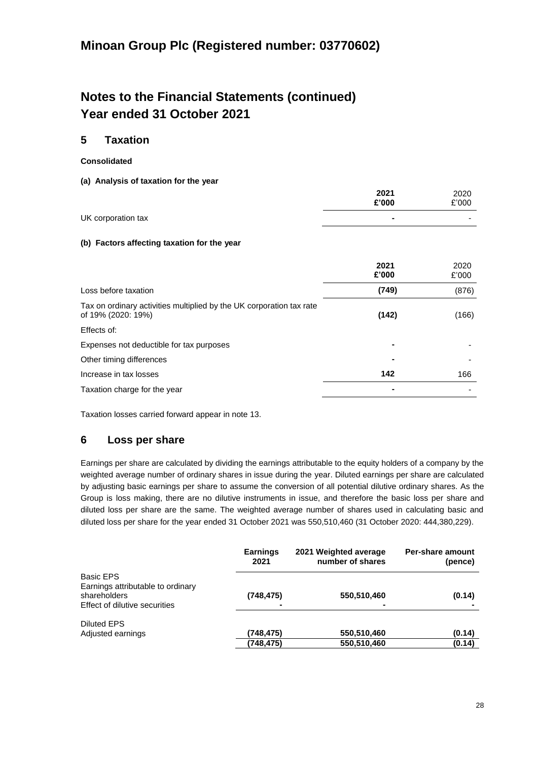# Minoan Group Plc (Registered number: 03770602)

# Notes to the Financial Statements (continued)
# Year ended 31 October 2021

## 5 Taxation

**Consolidated**

**(a) Analysis of taxation for the year**

| | **2021 £'000** | 2020 £'000 |
|---|---|---|
| UK corporation tax | **-** | - |

**(b) Factors affecting taxation for the year**

| | **2021 £'000** | 2020 £'000 |
|---|---|---|
| Loss before taxation | **(749)** | (876) |
| Tax on ordinary activities multiplied by the UK corporation tax rate of 19% (2020: 19%) | **(142)** | (166) |
| Effects of: | | |
| Expenses not deductible for tax purposes | **-** | - |
| Other timing differences | **-** | - |
| Increase in tax losses | **142** | 166 |
| Taxation charge for the year | **-** | - |

Taxation losses carried forward appear in note 13.

## 6 Loss per share

Earnings per share are calculated by dividing the earnings attributable to the equity holders of a company by the weighted average number of ordinary shares in issue during the year. Diluted earnings per share are calculated by adjusting basic earnings per share to assume the conversion of all potential dilutive ordinary shares. As the Group is loss making, there are no dilutive instruments in issue, and therefore the basic loss per share and diluted loss per share are the same. The weighted average number of shares used in calculating basic and diluted loss per share for the year ended 31 October 2021 was 550,510,460 (31 October 2020: 444,380,229).

| | **Earnings 2021** | **2021 Weighted average number of shares** | **Per-share amount (pence)** |
|---|---|---|---|
| Basic EPS | | | |
| Earnings attributable to ordinary shareholders | **(748,475)** | **550,510,460** | **(0.14)** |
| Effect of dilutive securities | **-** | **-** | **-** |
| Diluted EPS | | | |
| Adjusted earnings | **(748,475)** | **550,510,460** | **(0.14)** |
| | **(748,475)** | **550,510,460** | **(0.14)** |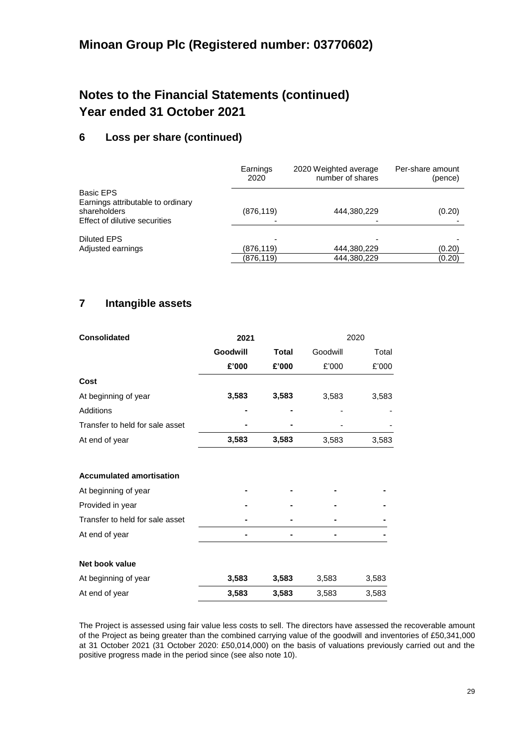# Minoan Group Plc (Registered number: 03770602)

# Notes to the Financial Statements (continued)
# Year ended 31 October 2021

## 6 Loss per share (continued)

| | Earnings 2020 | 2020 Weighted average number of shares | Per-share amount (pence) |
|---|---|---|---|
| Basic EPS | | | |
| Earnings attributable to ordinary shareholders | (876,119) | 444,380,229 | (0.20) |
| Effect of dilutive securities | - | - | - |
| Diluted EPS | - | - | - |
| Adjusted earnings | (876,119) | 444,380,229 | (0.20) |
| | (876,119) | 444,380,229 | (0.20) |

## 7 Intangible assets

| **Consolidated** | **2021** | | 2020 | |
|---|---|---|---|---|
| | **Goodwill** | **Total** | Goodwill | Total |
| | **£'000** | **£'000** | £'000 | £'000 |
| **Cost** | | | | |
| At beginning of year | **3,583** | **3,583** | 3,583 | 3,583 |
| Additions | **-** | **-** | - | - |
| Transfer to held for sale asset | **-** | **-** | - | - |
| At end of year | **3,583** | **3,583** | 3,583 | 3,583 |
| | | | | |
| **Accumulated amortisation** | | | | |
| At beginning of year | **-** | **-** | **-** | **-** |
| Provided in year | **-** | **-** | **-** | **-** |
| Transfer to held for sale asset | **-** | **-** | **-** | **-** |
| At end of year | **-** | **-** | **-** | **-** |
| | | | | |
| **Net book value** | | | | |
| At beginning of year | **3,583** | **3,583** | 3,583 | 3,583 |
| At end of year | **3,583** | **3,583** | 3,583 | 3,583 |

The Project is assessed using fair value less costs to sell. The directors have assessed the recoverable amount of the Project as being greater than the combined carrying value of the goodwill and inventories of £50,341,000 at 31 October 2021 (31 October 2020: £50,014,000) on the basis of valuations previously carried out and the positive progress made in the period since (see also note 10).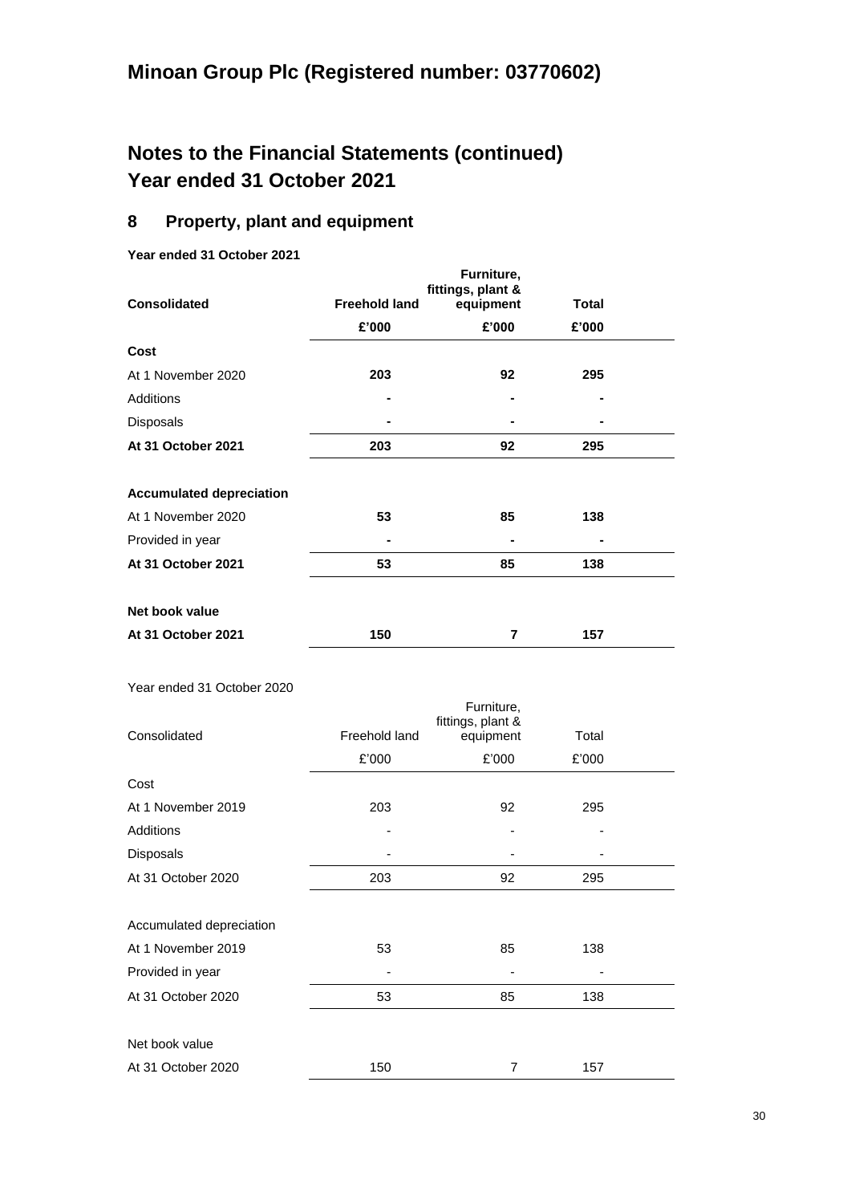# Minoan Group Plc (Registered number: 03770602)

## Notes to the Financial Statements (continued)
## Year ended 31 October 2021

### 8 Property, plant and equipment

**Year ended 31 October 2021**

| **Consolidated** | **Freehold land** | **Furniture, fittings, plant & equipment** | **Total** |
|---|---|---|---|
| | **£'000** | **£'000** | **£'000** |
| **Cost** | | | |
| At 1 November 2020 | **203** | **92** | **295** |
| Additions | **-** | **-** | **-** |
| Disposals | **-** | **-** | **-** |
| **At 31 October 2021** | **203** | **92** | **295** |
| | | | |
| **Accumulated depreciation** | | | |
| At 1 November 2020 | **53** | **85** | **138** |
| Provided in year | **-** | **-** | **-** |
| **At 31 October 2021** | **53** | **85** | **138** |
| | | | |
| **Net book value** | | | |
| **At 31 October 2021** | **150** | **7** | **157** |

Year ended 31 October 2020

| Consolidated | Freehold land | Furniture, fittings, plant & equipment | Total |
|---|---|---|---|
| | £'000 | £'000 | £'000 |
| Cost | | | |
| At 1 November 2019 | 203 | 92 | 295 |
| Additions | - | - | - |
| Disposals | - | - | - |
| At 31 October 2020 | 203 | 92 | 295 |
| | | | |
| Accumulated depreciation | | | |
| At 1 November 2019 | 53 | 85 | 138 |
| Provided in year | - | - | - |
| At 31 October 2020 | 53 | 85 | 138 |
| | | | |
| Net book value | | | |
| At 31 October 2020 | 150 | 7 | 157 |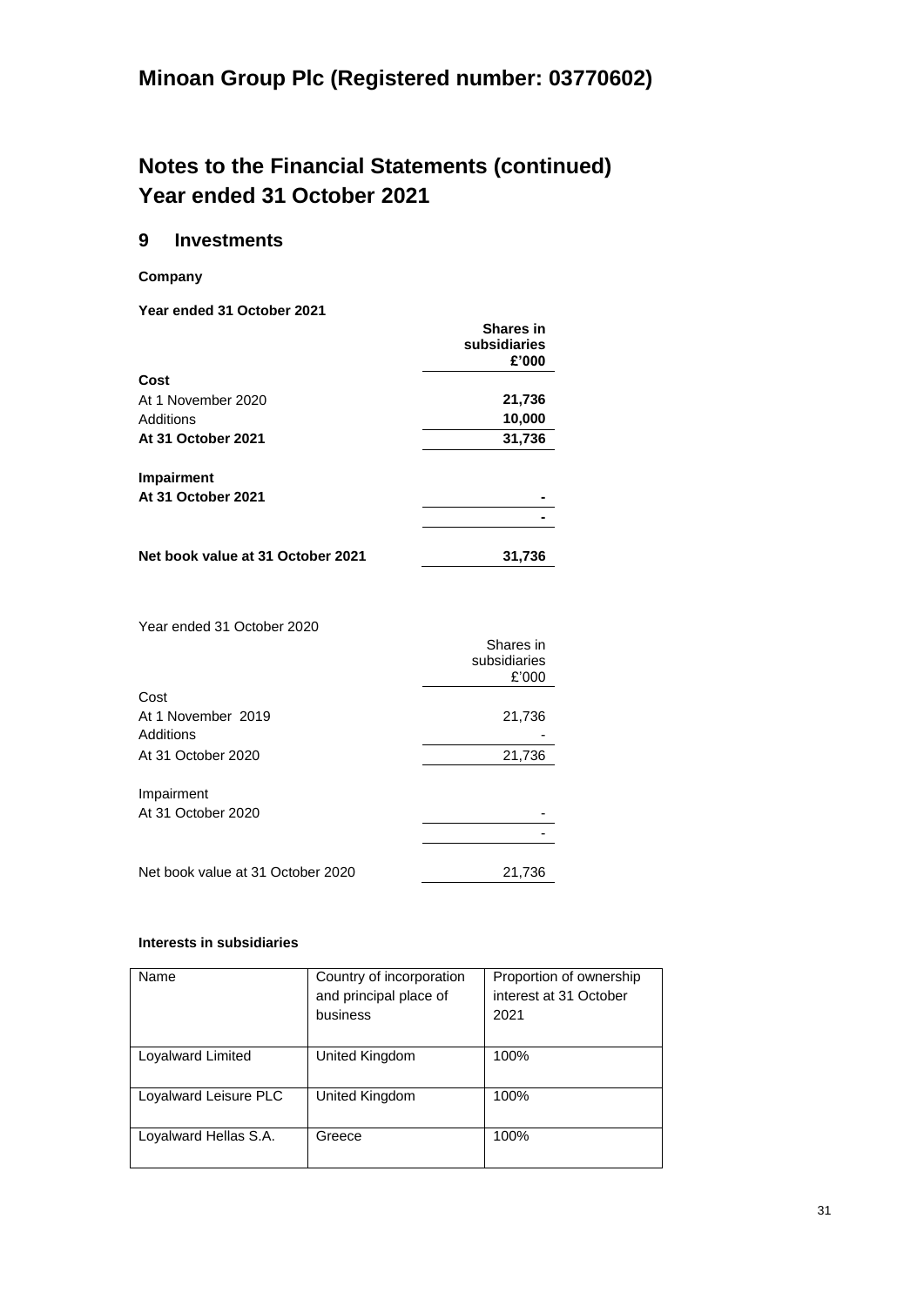# Minoan Group Plc (Registered number: 03770602)

# Notes to the Financial Statements (continued)
# Year ended 31 October 2021

## 9 Investments

**Company**

**Year ended 31 October 2021**

| | **Shares in subsidiaries £'000** |
|---|---|
| **Cost** | |
| At 1 November 2020 | **21,736** |
| Additions | **10,000** |
| **At 31 October 2021** | **31,736** |
| | |
| **Impairment** | |
| **At 31 October 2021** | **-** |
| | **-** |
| | |
| **Net book value at 31 October 2021** | **31,736** |

Year ended 31 October 2020

| | Shares in subsidiaries £'000 |
|---|---|
| Cost | |
| At 1 November 2019 | 21,736 |
| Additions | - |
| At 31 October 2020 | 21,736 |
| | |
| Impairment | |
| At 31 October 2020 | - |
| | - |
| | |
| Net book value at 31 October 2020 | 21,736 |

**Interests in subsidiaries**

| Name | Country of incorporation and principal place of business | Proportion of ownership interest at 31 October 2021 |
|---|---|---|
| Loyalward Limited | United Kingdom | 100% |
| Loyalward Leisure PLC | United Kingdom | 100% |
| Loyalward Hellas S.A. | Greece | 100% |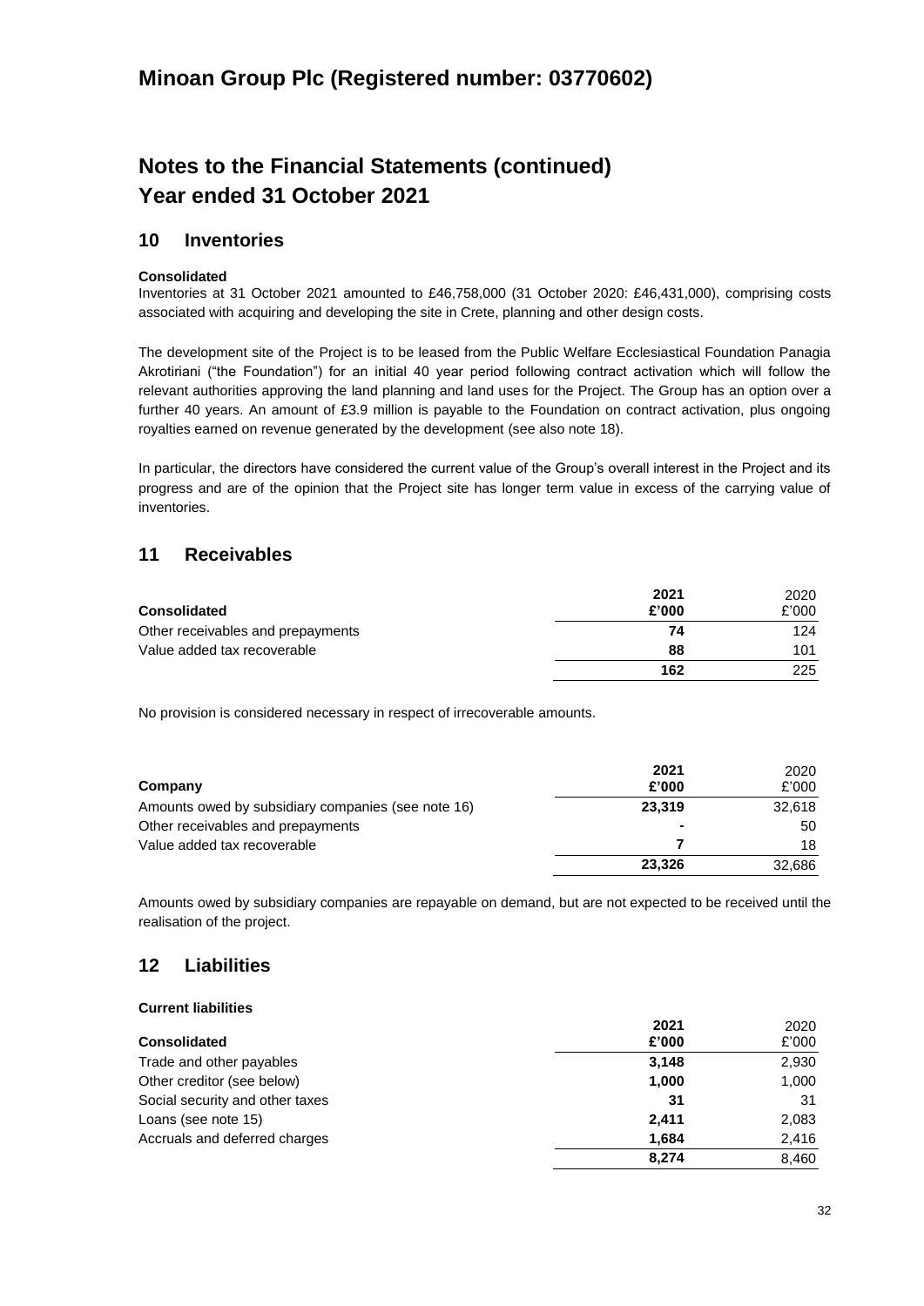# Minoan Group Plc (Registered number: 03770602)

# Notes to the Financial Statements (continued)
# Year ended 31 October 2021

## 10 Inventories

**Consolidated**

Inventories at 31 October 2021 amounted to £46,758,000 (31 October 2020: £46,431,000), comprising costs associated with acquiring and developing the site in Crete, planning and other design costs.

The development site of the Project is to be leased from the Public Welfare Ecclesiastical Foundation Panagia Akrotiriani ("the Foundation") for an initial 40 year period following contract activation which will follow the relevant authorities approving the land planning and land uses for the Project. The Group has an option over a further 40 years. An amount of £3.9 million is payable to the Foundation on contract activation, plus ongoing royalties earned on revenue generated by the development (see also note 18).

In particular, the directors have considered the current value of the Group's overall interest in the Project and its progress and are of the opinion that the Project site has longer term value in excess of the carrying value of inventories.

## 11 Receivables

| Consolidated | 2021 £'000 | 2020 £'000 |
|---|---|---|
| Other receivables and prepayments | **74** | 124 |
| Value added tax recoverable | **88** | 101 |
| | **162** | 225 |

No provision is considered necessary in respect of irrecoverable amounts.

| Company | 2021 £'000 | 2020 £'000 |
|---|---|---|
| Amounts owed by subsidiary companies (see note 16) | **23,319** | 32,618 |
| Other receivables and prepayments | **-** | 50 |
| Value added tax recoverable | **7** | 18 |
| | **23,326** | 32,686 |

Amounts owed by subsidiary companies are repayable on demand, but are not expected to be received until the realisation of the project.

## 12 Liabilities

**Current liabilities**

| Consolidated | 2021 £'000 | 2020 £'000 |
|---|---|---|
| Trade and other payables | **3,148** | 2,930 |
| Other creditor (see below) | **1,000** | 1,000 |
| Social security and other taxes | **31** | 31 |
| Loans (see note 15) | **2,411** | 2,083 |
| Accruals and deferred charges | **1,684** | 2,416 |
| | **8,274** | 8,460 |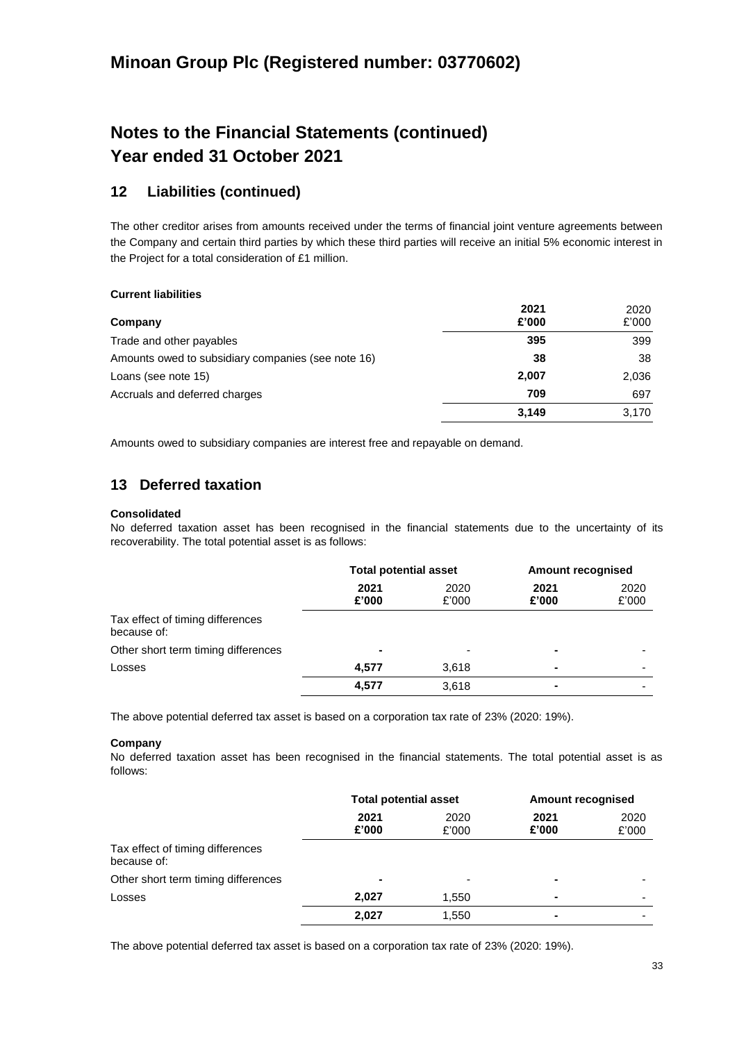# Minoan Group Plc (Registered number: 03770602)

# Notes to the Financial Statements (continued)
# Year ended 31 October 2021

## 12 Liabilities (continued)

The other creditor arises from amounts received under the terms of financial joint venture agreements between the Company and certain third parties by which these third parties will receive an initial 5% economic interest in the Project for a total consideration of £1 million.

**Current liabilities**

| Company | 2021 £'000 | 2020 £'000 |
|---|---|---|
| Trade and other payables | **395** | 399 |
| Amounts owed to subsidiary companies (see note 16) | **38** | 38 |
| Loans (see note 15) | **2,007** | 2,036 |
| Accruals and deferred charges | **709** | 697 |
| | **3,149** | 3,170 |

Amounts owed to subsidiary companies are interest free and repayable on demand.

## 13 Deferred taxation

**Consolidated**

No deferred taxation asset has been recognised in the financial statements due to the uncertainty of its recoverability. The total potential asset is as follows:

| | Total potential asset | | Amount recognised | |
|---|---|---|---|---|
| | 2021 £'000 | 2020 £'000 | 2021 £'000 | 2020 £'000 |
| Tax effect of timing differences because of: | | | | |
| Other short term timing differences | **-** | - | **-** | - |
| Losses | **4,577** | 3,618 | **-** | - |
| | **4,577** | 3,618 | **-** | - |

The above potential deferred tax asset is based on a corporation tax rate of 23% (2020: 19%).

**Company**

No deferred taxation asset has been recognised in the financial statements. The total potential asset is as follows:

| | Total potential asset | | Amount recognised | |
|---|---|---|---|---|
| | 2021 £'000 | 2020 £'000 | 2021 £'000 | 2020 £'000 |
| Tax effect of timing differences because of: | | | | |
| Other short term timing differences | **-** | - | **-** | - |
| Losses | **2,027** | 1,550 | **-** | - |
| | **2,027** | 1,550 | **-** | - |

The above potential deferred tax asset is based on a corporation tax rate of 23% (2020: 19%).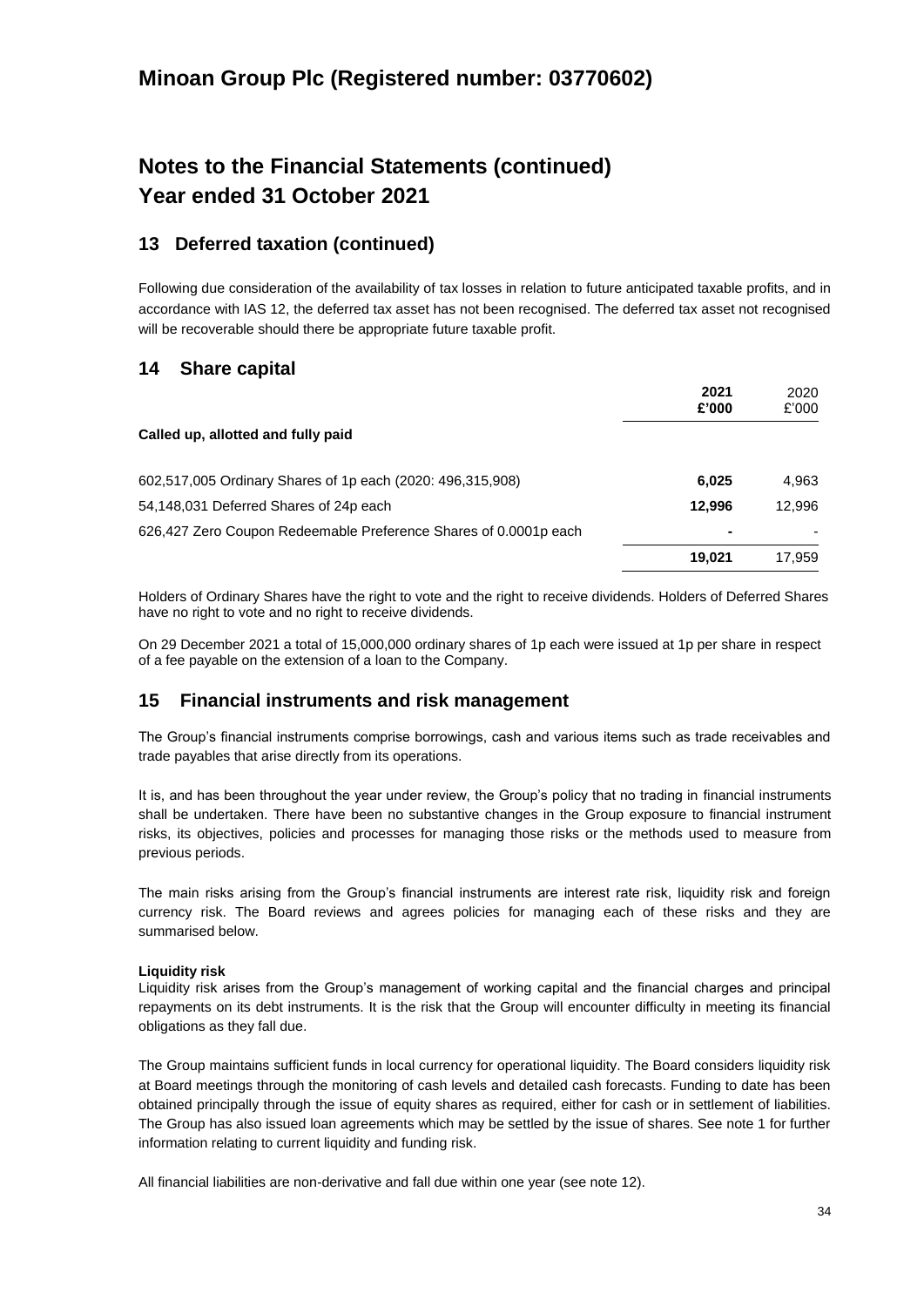# Minoan Group Plc (Registered number: 03770602)

# Notes to the Financial Statements (continued)
# Year ended 31 October 2021

## 13 Deferred taxation (continued)

Following due consideration of the availability of tax losses in relation to future anticipated taxable profits, and in accordance with IAS 12, the deferred tax asset has not been recognised. The deferred tax asset not recognised will be recoverable should there be appropriate future taxable profit.

## 14 Share capital

| | **2021 £'000** | 2020 £'000 |
|---|---|---|
| **Called up, allotted and fully paid** | | |
| 602,517,005 Ordinary Shares of 1p each (2020: 496,315,908) | **6,025** | 4,963 |
| 54,148,031 Deferred Shares of 24p each | **12,996** | 12,996 |
| 626,427 Zero Coupon Redeemable Preference Shares of 0.0001p each | **-** | - |
| | **19,021** | 17,959 |

Holders of Ordinary Shares have the right to vote and the right to receive dividends. Holders of Deferred Shares have no right to vote and no right to receive dividends.

On 29 December 2021 a total of 15,000,000 ordinary shares of 1p each were issued at 1p per share in respect of a fee payable on the extension of a loan to the Company.

## 15 Financial instruments and risk management

The Group's financial instruments comprise borrowings, cash and various items such as trade receivables and trade payables that arise directly from its operations.

It is, and has been throughout the year under review, the Group's policy that no trading in financial instruments shall be undertaken. There have been no substantive changes in the Group exposure to financial instrument risks, its objectives, policies and processes for managing those risks or the methods used to measure from previous periods.

The main risks arising from the Group's financial instruments are interest rate risk, liquidity risk and foreign currency risk. The Board reviews and agrees policies for managing each of these risks and they are summarised below.

**Liquidity risk**

Liquidity risk arises from the Group's management of working capital and the financial charges and principal repayments on its debt instruments. It is the risk that the Group will encounter difficulty in meeting its financial obligations as they fall due.

The Group maintains sufficient funds in local currency for operational liquidity. The Board considers liquidity risk at Board meetings through the monitoring of cash levels and detailed cash forecasts. Funding to date has been obtained principally through the issue of equity shares as required, either for cash or in settlement of liabilities. The Group has also issued loan agreements which may be settled by the issue of shares. See note 1 for further information relating to current liquidity and funding risk.

All financial liabilities are non-derivative and fall due within one year (see note 12).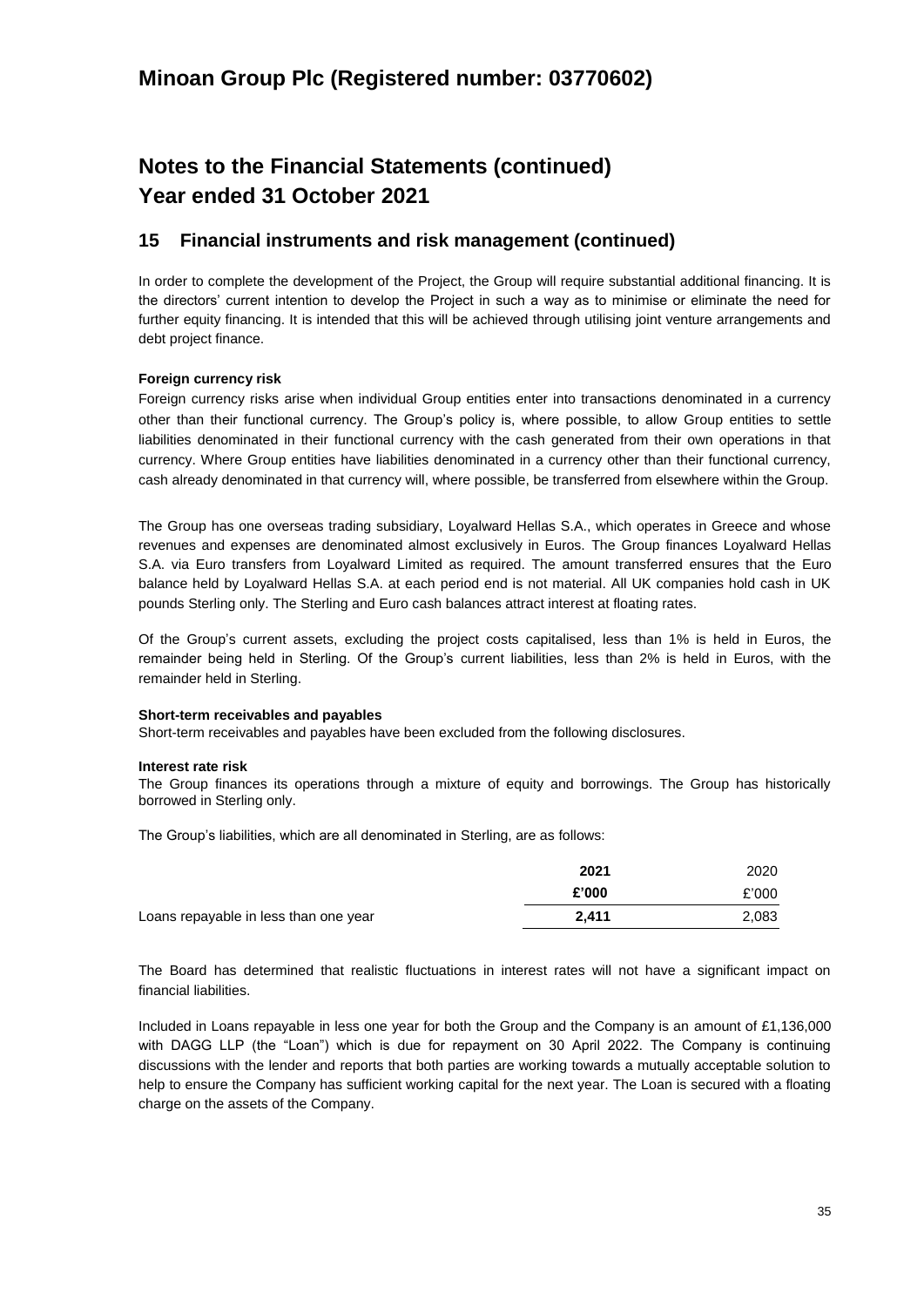# Minoan Group Plc (Registered number: 03770602)

# Notes to the Financial Statements (continued)
# Year ended 31 October 2021

## 15 Financial instruments and risk management (continued)

In order to complete the development of the Project, the Group will require substantial additional financing. It is the directors' current intention to develop the Project in such a way as to minimise or eliminate the need for further equity financing. It is intended that this will be achieved through utilising joint venture arrangements and debt project finance.

**Foreign currency risk**

Foreign currency risks arise when individual Group entities enter into transactions denominated in a currency other than their functional currency. The Group's policy is, where possible, to allow Group entities to settle liabilities denominated in their functional currency with the cash generated from their own operations in that currency. Where Group entities have liabilities denominated in a currency other than their functional currency, cash already denominated in that currency will, where possible, be transferred from elsewhere within the Group.

The Group has one overseas trading subsidiary, Loyalward Hellas S.A., which operates in Greece and whose revenues and expenses are denominated almost exclusively in Euros. The Group finances Loyalward Hellas S.A. via Euro transfers from Loyalward Limited as required. The amount transferred ensures that the Euro balance held by Loyalward Hellas S.A. at each period end is not material. All UK companies hold cash in UK pounds Sterling only. The Sterling and Euro cash balances attract interest at floating rates.

Of the Group's current assets, excluding the project costs capitalised, less than 1% is held in Euros, the remainder being held in Sterling. Of the Group's current liabilities, less than 2% is held in Euros, with the remainder held in Sterling.

**Short-term receivables and payables**

Short-term receivables and payables have been excluded from the following disclosures.

**Interest rate risk**

The Group finances its operations through a mixture of equity and borrowings. The Group has historically borrowed in Sterling only.

The Group's liabilities, which are all denominated in Sterling, are as follows:

| | **2021** | 2020 |
|---|---|---|
| | **£'000** | £'000 |
| Loans repayable in less than one year | **2,411** | 2,083 |

The Board has determined that realistic fluctuations in interest rates will not have a significant impact on financial liabilities.

Included in Loans repayable in less one year for both the Group and the Company is an amount of £1,136,000 with DAGG LLP (the "Loan") which is due for repayment on 30 April 2022. The Company is continuing discussions with the lender and reports that both parties are working towards a mutually acceptable solution to help to ensure the Company has sufficient working capital for the next year. The Loan is secured with a floating charge on the assets of the Company.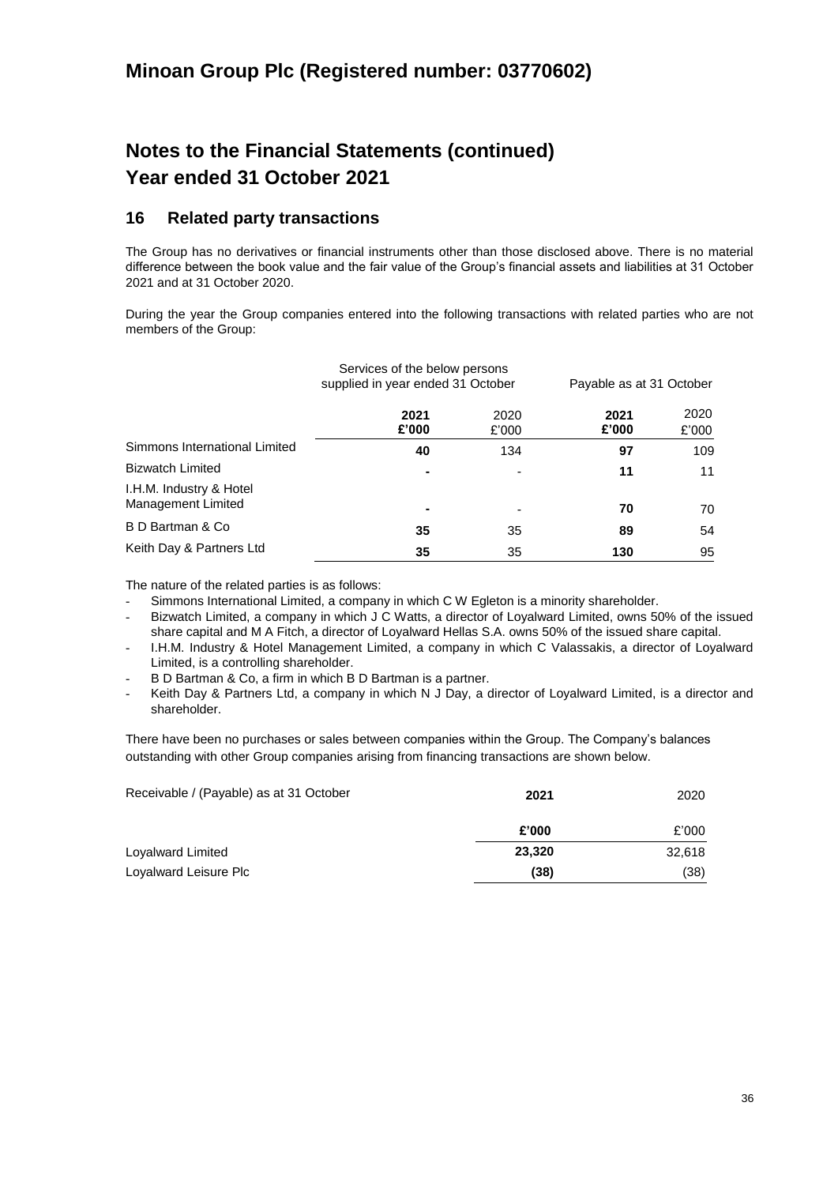# Minoan Group Plc (Registered number: 03770602)

## Notes to the Financial Statements (continued)
## Year ended 31 October 2021

### 16 Related party transactions

The Group has no derivatives or financial instruments other than those disclosed above. There is no material difference between the book value and the fair value of the Group's financial assets and liabilities at 31 October 2021 and at 31 October 2020.

During the year the Group companies entered into the following transactions with related parties who are not members of the Group:

| | Services of the below persons supplied in year ended 31 October | | Payable as at 31 October | |
|---|---|---|---|---|
| | **2021 £'000** | 2020 £'000 | **2021 £'000** | 2020 £'000 |
| Simmons International Limited | **40** | 134 | **97** | 109 |
| Bizwatch Limited | **-** | - | **11** | 11 |
| I.H.M. Industry & Hotel Management Limited | **-** | - | **70** | 70 |
| B D Bartman & Co | **35** | 35 | **89** | 54 |
| Keith Day & Partners Ltd | **35** | 35 | **130** | 95 |

The nature of the related parties is as follows:

- Simmons International Limited, a company in which C W Egleton is a minority shareholder.
- Bizwatch Limited, a company in which J C Watts, a director of Loyalward Limited, owns 50% of the issued share capital and M A Fitch, a director of Loyalward Hellas S.A. owns 50% of the issued share capital.
- I.H.M. Industry & Hotel Management Limited, a company in which C Valassakis, a director of Loyalward Limited, is a controlling shareholder.
- B D Bartman & Co, a firm in which B D Bartman is a partner.
- Keith Day & Partners Ltd, a company in which N J Day, a director of Loyalward Limited, is a director and shareholder.

There have been no purchases or sales between companies within the Group. The Company's balances outstanding with other Group companies arising from financing transactions are shown below.

| Receivable / (Payable) as at 31 October | **2021** | 2020 |
|---|---|---|
| | **£'000** | £'000 |
| Loyalward Limited | **23,320** | 32,618 |
| Loyalward Leisure Plc | **(38)** | (38) |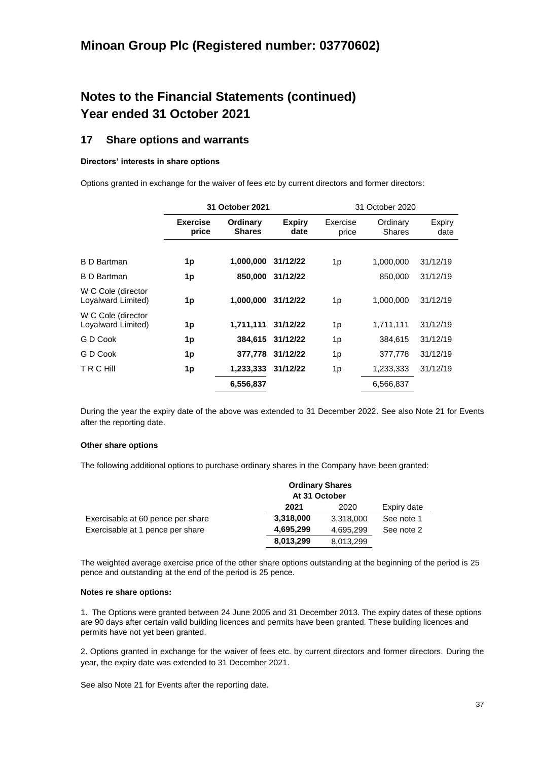# Minoan Group Plc (Registered number: 03770602)

# Notes to the Financial Statements (continued)
# Year ended 31 October 2021

## 17 Share options and warrants

**Directors' interests in share options**

Options granted in exchange for the waiver of fees etc by current directors and former directors:

| | 31 October 2021 | | | 31 October 2020 | | |
|---|---|---|---|---|---|---|
| | **Exercise price** | **Ordinary Shares** | **Expiry date** | Exercise price | Ordinary Shares | Expiry date |
| B D Bartman | **1p** | **1,000,000** | **31/12/22** | 1p | 1,000,000 | 31/12/19 |
| B D Bartman | **1p** | **850,000** | **31/12/22** | | 850,000 | 31/12/19 |
| W C Cole (director Loyalward Limited) | **1p** | **1,000,000** | **31/12/22** | 1p | 1,000,000 | 31/12/19 |
| W C Cole (director Loyalward Limited) | **1p** | **1,711,111** | **31/12/22** | 1p | 1,711,111 | 31/12/19 |
| G D Cook | **1p** | **384,615** | **31/12/22** | 1p | 384,615 | 31/12/19 |
| G D Cook | **1p** | **377,778** | **31/12/22** | 1p | 377,778 | 31/12/19 |
| T R C Hill | **1p** | **1,233,333** | **31/12/22** | 1p | 1,233,333 | 31/12/19 |
| | | **6,556,837** | | | 6,566,837 | |

During the year the expiry date of the above was extended to 31 December 2022. See also Note 21 for Events after the reporting date.

**Other share options**

The following additional options to purchase ordinary shares in the Company have been granted:

| | Ordinary Shares At 31 October | | |
|---|---|---|---|
| | **2021** | 2020 | Expiry date |
| Exercisable at 60 pence per share | **3,318,000** | 3,318,000 | See note 1 |
| Exercisable at 1 pence per share | **4,695,299** | 4,695,299 | See note 2 |
| | **8,013,299** | 8,013,299 | |

The weighted average exercise price of the other share options outstanding at the beginning of the period is 25 pence and outstanding at the end of the period is 25 pence.

**Notes re share options:**

1. The Options were granted between 24 June 2005 and 31 December 2013. The expiry dates of these options are 90 days after certain valid building licences and permits have been granted. These building licences and permits have not yet been granted.

2. Options granted in exchange for the waiver of fees etc. by current directors and former directors. During the year, the expiry date was extended to 31 December 2021.

See also Note 21 for Events after the reporting date.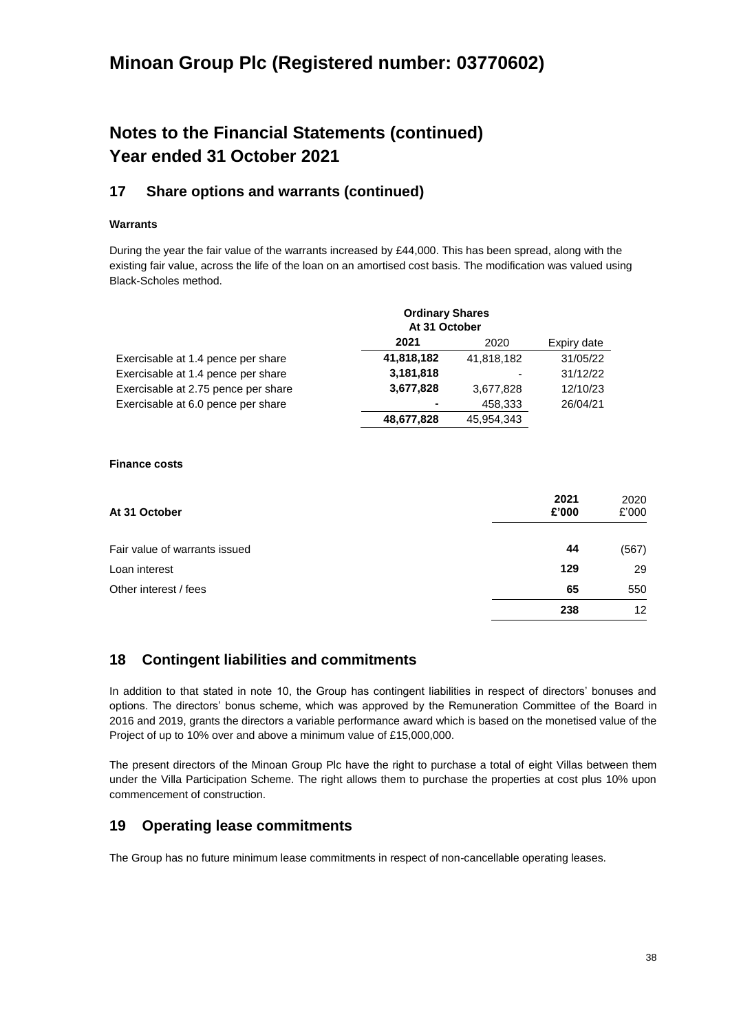# Minoan Group Plc (Registered number: 03770602)

## Notes to the Financial Statements (continued)
## Year ended 31 October 2021

### 17 Share options and warrants (continued)

**Warrants**

During the year the fair value of the warrants increased by £44,000. This has been spread, along with the existing fair value, across the life of the loan on an amortised cost basis. The modification was valued using Black-Scholes method.

| | Ordinary Shares At 31 October | | |
|---|---|---|---|
| | **2021** | 2020 | Expiry date |
| Exercisable at 1.4 pence per share | **41,818,182** | 41,818,182 | 31/05/22 |
| Exercisable at 1.4 pence per share | **3,181,818** | - | 31/12/22 |
| Exercisable at 2.75 pence per share | **3,677,828** | 3,677,828 | 12/10/23 |
| Exercisable at 6.0 pence per share | **-** | 458,333 | 26/04/21 |
| | **48,677,828** | 45,954,343 | |

**Finance costs**

| At 31 October | 2021 £'000 | 2020 £'000 |
|---|---|---|
| Fair value of warrants issued | **44** | (567) |
| Loan interest | **129** | 29 |
| Other interest / fees | **65** | 550 |
| | **238** | 12 |

### 18 Contingent liabilities and commitments

In addition to that stated in note 10, the Group has contingent liabilities in respect of directors' bonuses and options. The directors' bonus scheme, which was approved by the Remuneration Committee of the Board in 2016 and 2019, grants the directors a variable performance award which is based on the monetised value of the Project of up to 10% over and above a minimum value of £15,000,000.

The present directors of the Minoan Group Plc have the right to purchase a total of eight Villas between them under the Villa Participation Scheme. The right allows them to purchase the properties at cost plus 10% upon commencement of construction.

### 19 Operating lease commitments

The Group has no future minimum lease commitments in respect of non-cancellable operating leases.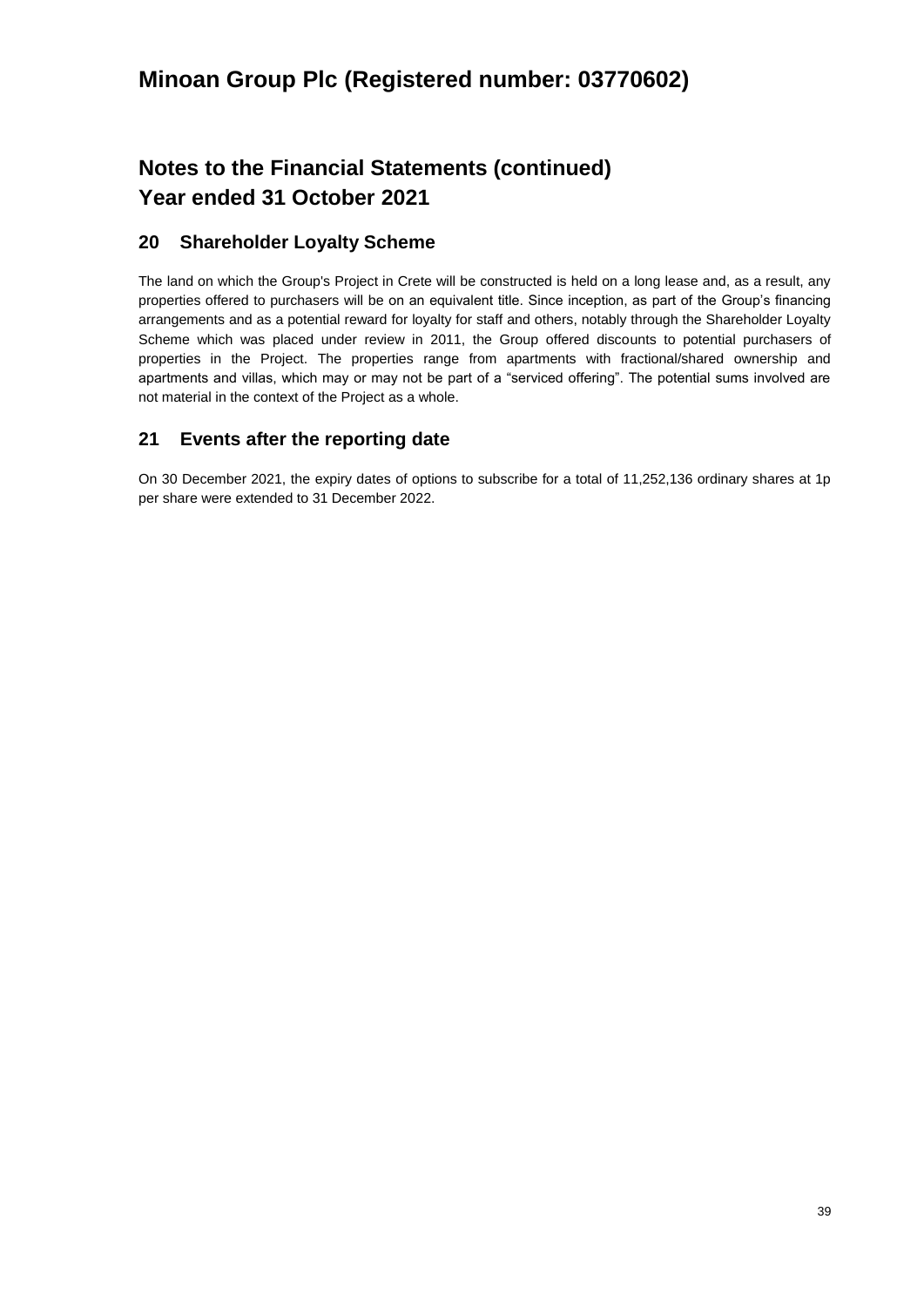# Minoan Group Plc (Registered number: 03770602)

## Notes to the Financial Statements (continued)
## Year ended 31 October 2021

### 20 Shareholder Loyalty Scheme

The land on which the Group's Project in Crete will be constructed is held on a long lease and, as a result, any properties offered to purchasers will be on an equivalent title. Since inception, as part of the Group's financing arrangements and as a potential reward for loyalty for staff and others, notably through the Shareholder Loyalty Scheme which was placed under review in 2011, the Group offered discounts to potential purchasers of properties in the Project. The properties range from apartments with fractional/shared ownership and apartments and villas, which may or may not be part of a "serviced offering". The potential sums involved are not material in the context of the Project as a whole.

### 21 Events after the reporting date

On 30 December 2021, the expiry dates of options to subscribe for a total of 11,252,136 ordinary shares at 1p per share were extended to 31 December 2022.